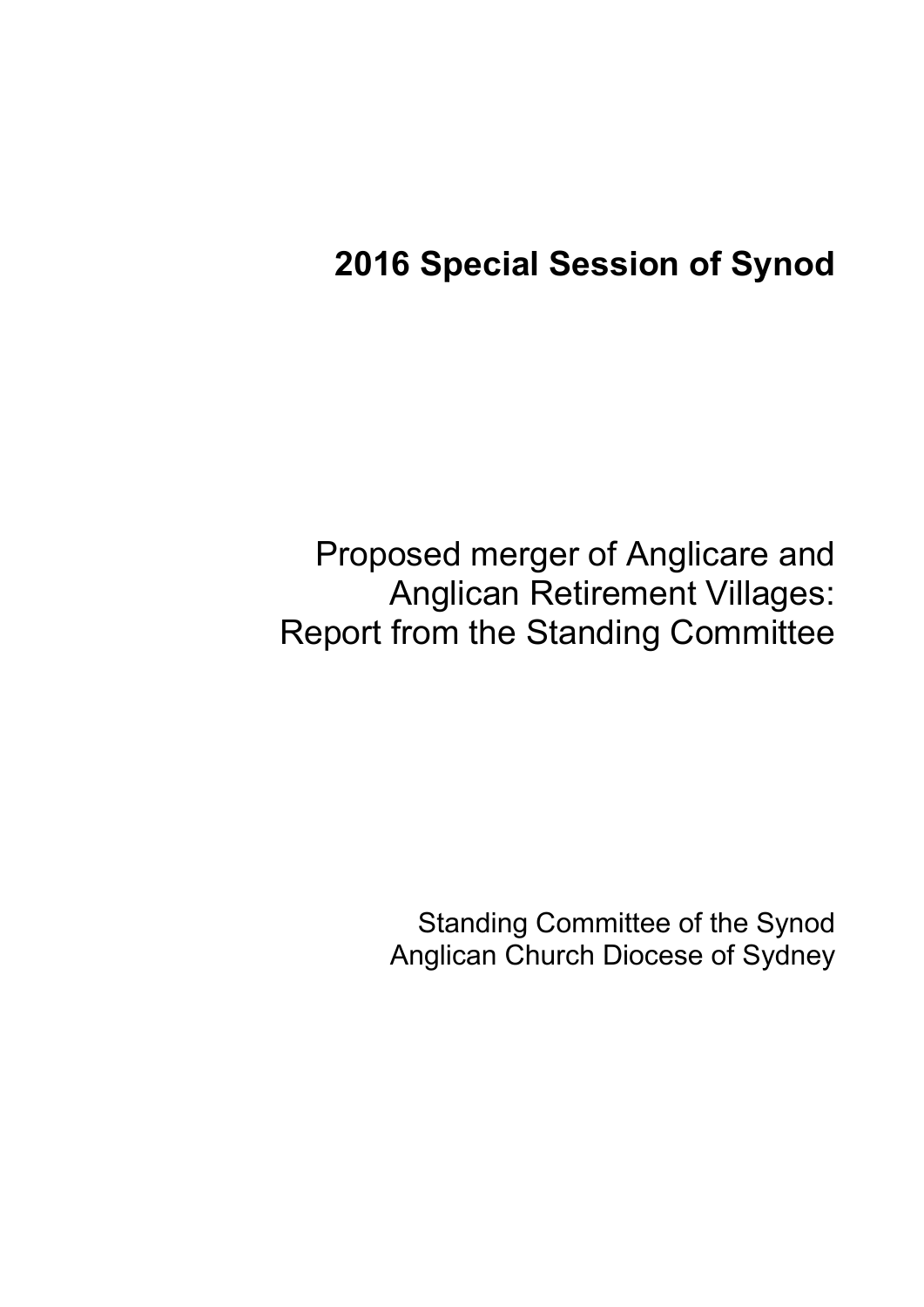# 2016 Special Session of Synod

## Proposed merger of Anglicare and Anglican Retirement Villages: Report from the Standing Committee

Standing Committee of the Synod
Anglican Church Diocese of Sydney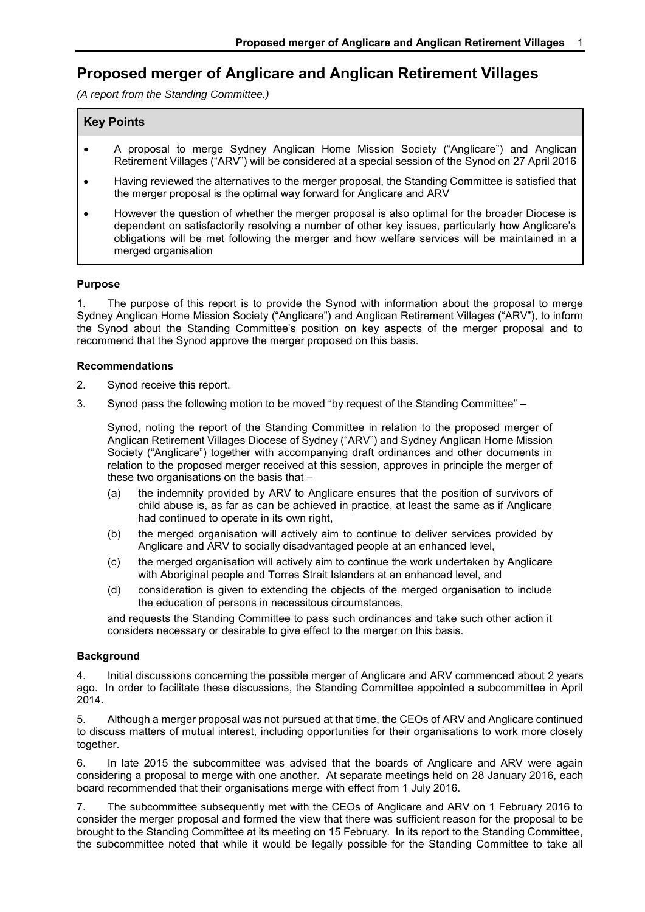# Proposed merger of Anglicare and Anglican Retirement Villages

*(A report from the Standing Committee.)*

## Key Points

- A proposal to merge Sydney Anglican Home Mission Society ("Anglicare") and Anglican Retirement Villages ("ARV") will be considered at a special session of the Synod on 27 April 2016
- Having reviewed the alternatives to the merger proposal, the Standing Committee is satisfied that the merger proposal is the optimal way forward for Anglicare and ARV
- However the question of whether the merger proposal is also optimal for the broader Diocese is dependent on satisfactorily resolving a number of other key issues, particularly how Anglicare's obligations will be met following the merger and how welfare services will be maintained in a merged organisation

### Purpose

1. The purpose of this report is to provide the Synod with information about the proposal to merge Sydney Anglican Home Mission Society ("Anglicare") and Anglican Retirement Villages ("ARV"), to inform the Synod about the Standing Committee's position on key aspects of the merger proposal and to recommend that the Synod approve the merger proposed on this basis.

### Recommendations

2. Synod receive this report.

3. Synod pass the following motion to be moved "by request of the Standing Committee" –

   Synod, noting the report of the Standing Committee in relation to the proposed merger of Anglican Retirement Villages Diocese of Sydney ("ARV") and Sydney Anglican Home Mission Society ("Anglicare") together with accompanying draft ordinances and other documents in relation to the proposed merger received at this session, approves in principle the merger of these two organisations on the basis that –

   (a) the indemnity provided by ARV to Anglicare ensures that the position of survivors of child abuse is, as far as can be achieved in practice, at least the same as if Anglicare had continued to operate in its own right,

   (b) the merged organisation will actively aim to continue to deliver services provided by Anglicare and ARV to socially disadvantaged people at an enhanced level,

   (c) the merged organisation will actively aim to continue the work undertaken by Anglicare with Aboriginal people and Torres Strait Islanders at an enhanced level, and

   (d) consideration is given to extending the objects of the merged organisation to include the education of persons in necessitous circumstances,

   and requests the Standing Committee to pass such ordinances and take such other action it considers necessary or desirable to give effect to the merger on this basis.

### Background

4. Initial discussions concerning the possible merger of Anglicare and ARV commenced about 2 years ago. In order to facilitate these discussions, the Standing Committee appointed a subcommittee in April 2014.

5. Although a merger proposal was not pursued at that time, the CEOs of ARV and Anglicare continued to discuss matters of mutual interest, including opportunities for their organisations to work more closely together.

6. In late 2015 the subcommittee was advised that the boards of Anglicare and ARV were again considering a proposal to merge with one another. At separate meetings held on 28 January 2016, each board recommended that their organisations merge with effect from 1 July 2016.

7. The subcommittee subsequently met with the CEOs of Anglicare and ARV on 1 February 2016 to consider the merger proposal and formed the view that there was sufficient reason for the proposal to be brought to the Standing Committee at its meeting on 15 February. In its report to the Standing Committee, the subcommittee noted that while it would be legally possible for the Standing Committee to take all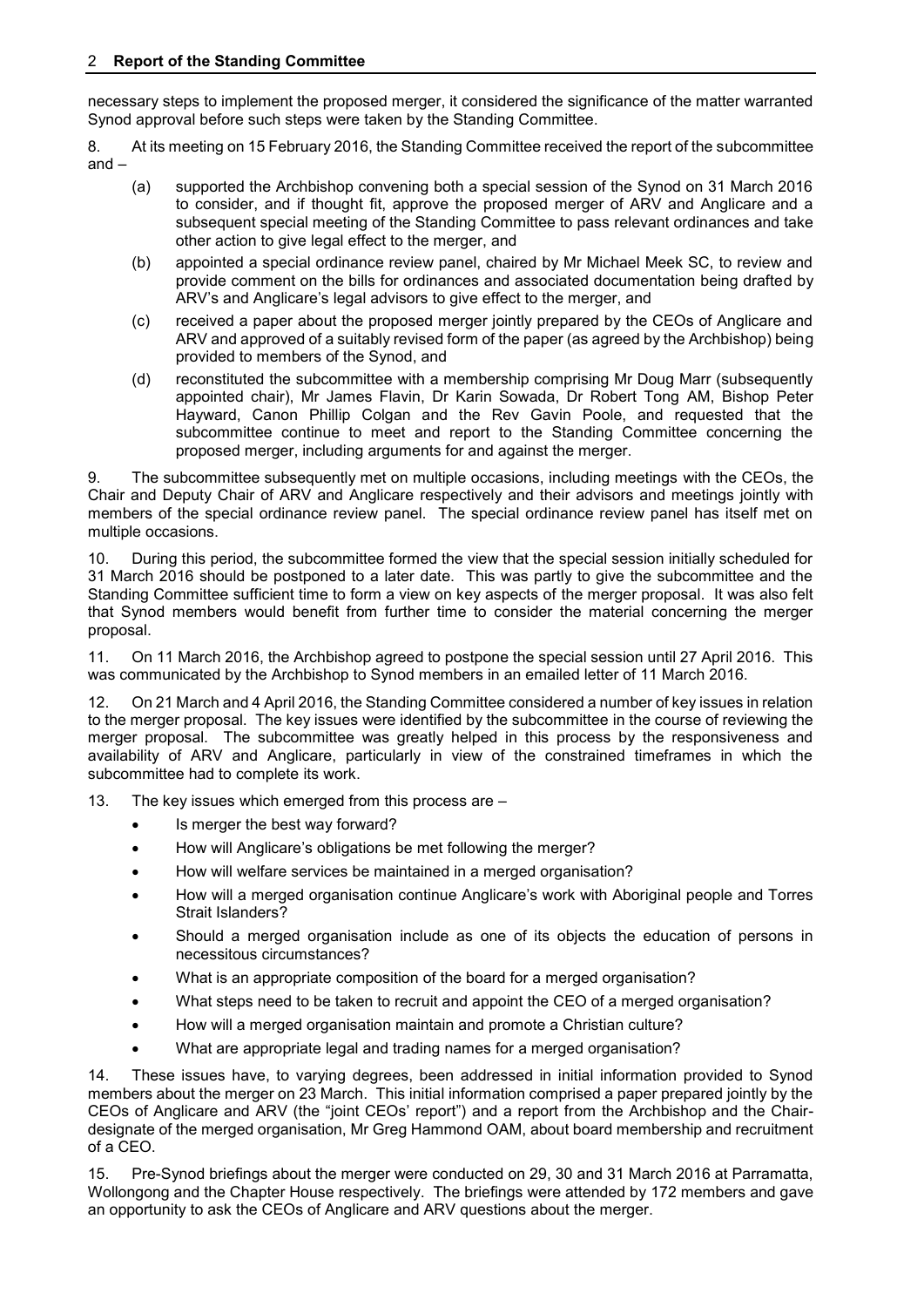necessary steps to implement the proposed merger, it considered the significance of the matter warranted Synod approval before such steps were taken by the Standing Committee.

8. At its meeting on 15 February 2016, the Standing Committee received the report of the subcommittee and –

(a) supported the Archbishop convening both a special session of the Synod on 31 March 2016 to consider, and if thought fit, approve the proposed merger of ARV and Anglicare and a subsequent special meeting of the Standing Committee to pass relevant ordinances and take other action to give legal effect to the merger, and

(b) appointed a special ordinance review panel, chaired by Mr Michael Meek SC, to review and provide comment on the bills for ordinances and associated documentation being drafted by ARV's and Anglicare's legal advisors to give effect to the merger, and

(c) received a paper about the proposed merger jointly prepared by the CEOs of Anglicare and ARV and approved of a suitably revised form of the paper (as agreed by the Archbishop) being provided to members of the Synod, and

(d) reconstituted the subcommittee with a membership comprising Mr Doug Marr (subsequently appointed chair), Mr James Flavin, Dr Karin Sowada, Dr Robert Tong AM, Bishop Peter Hayward, Canon Phillip Colgan and the Rev Gavin Poole, and requested that the subcommittee continue to meet and report to the Standing Committee concerning the proposed merger, including arguments for and against the merger.

9. The subcommittee subsequently met on multiple occasions, including meetings with the CEOs, the Chair and Deputy Chair of ARV and Anglicare respectively and their advisors and meetings jointly with members of the special ordinance review panel. The special ordinance review panel has itself met on multiple occasions.

10. During this period, the subcommittee formed the view that the special session initially scheduled for 31 March 2016 should be postponed to a later date. This was partly to give the subcommittee and the Standing Committee sufficient time to form a view on key aspects of the merger proposal. It was also felt that Synod members would benefit from further time to consider the material concerning the merger proposal.

11. On 11 March 2016, the Archbishop agreed to postpone the special session until 27 April 2016. This was communicated by the Archbishop to Synod members in an emailed letter of 11 March 2016.

12. On 21 March and 4 April 2016, the Standing Committee considered a number of key issues in relation to the merger proposal. The key issues were identified by the subcommittee in the course of reviewing the merger proposal. The subcommittee was greatly helped in this process by the responsiveness and availability of ARV and Anglicare, particularly in view of the constrained timeframes in which the subcommittee had to complete its work.

13. The key issues which emerged from this process are –

- Is merger the best way forward?
- How will Anglicare's obligations be met following the merger?
- How will welfare services be maintained in a merged organisation?
- How will a merged organisation continue Anglicare's work with Aboriginal people and Torres Strait Islanders?
- Should a merged organisation include as one of its objects the education of persons in necessitous circumstances?
- What is an appropriate composition of the board for a merged organisation?
- What steps need to be taken to recruit and appoint the CEO of a merged organisation?
- How will a merged organisation maintain and promote a Christian culture?
- What are appropriate legal and trading names for a merged organisation?

14. These issues have, to varying degrees, been addressed in initial information provided to Synod members about the merger on 23 March. This initial information comprised a paper prepared jointly by the CEOs of Anglicare and ARV (the "joint CEOs' report") and a report from the Archbishop and the Chair-designate of the merged organisation, Mr Greg Hammond OAM, about board membership and recruitment of a CEO.

15. Pre-Synod briefings about the merger were conducted on 29, 30 and 31 March 2016 at Parramatta, Wollongong and the Chapter House respectively. The briefings were attended by 172 members and gave an opportunity to ask the CEOs of Anglicare and ARV questions about the merger.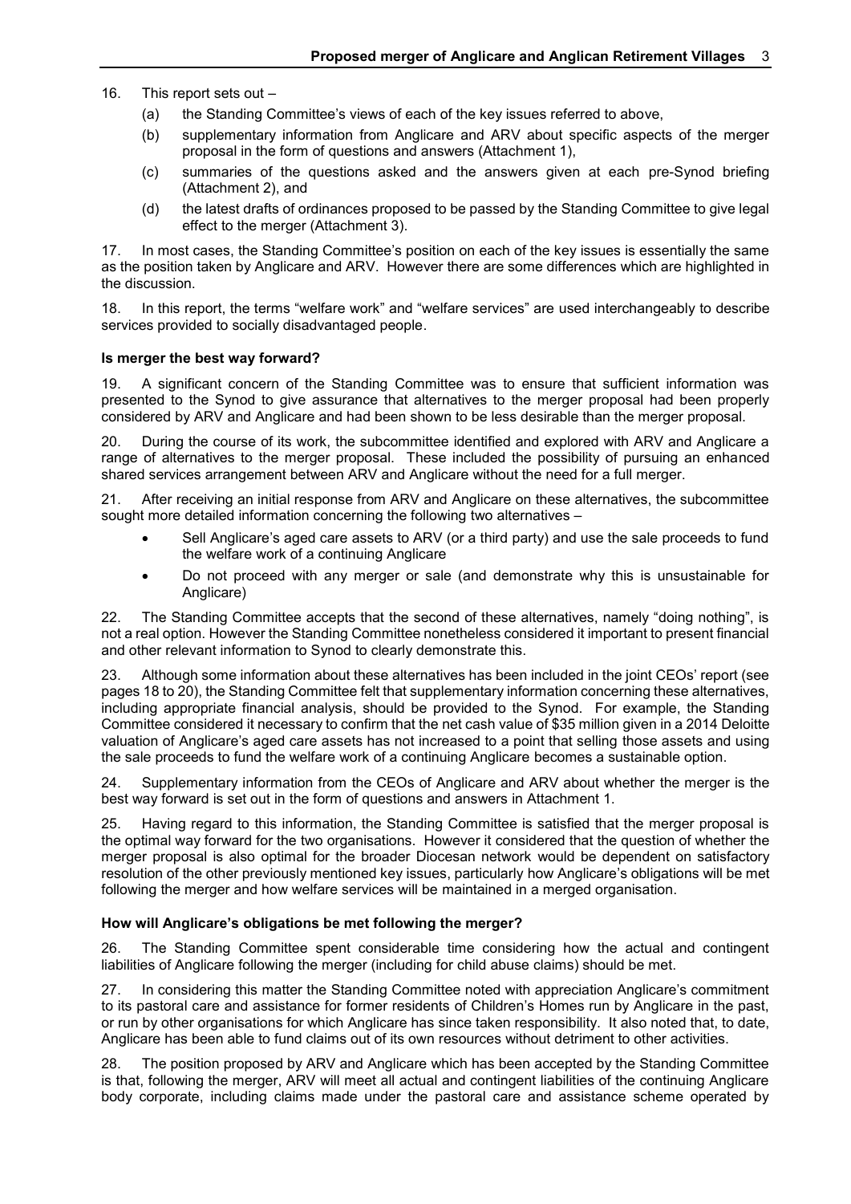16. This report sets out –
    (a) the Standing Committee's views of each of the key issues referred to above,
    (b) supplementary information from Anglicare and ARV about specific aspects of the merger proposal in the form of questions and answers (Attachment 1),
    (c) summaries of the questions asked and the answers given at each pre-Synod briefing (Attachment 2), and
    (d) the latest drafts of ordinances proposed to be passed by the Standing Committee to give legal effect to the merger (Attachment 3).

17. In most cases, the Standing Committee's position on each of the key issues is essentially the same as the position taken by Anglicare and ARV. However there are some differences which are highlighted in the discussion.

18. In this report, the terms "welfare work" and "welfare services" are used interchangeably to describe services provided to socially disadvantaged people.

**Is merger the best way forward?**

19. A significant concern of the Standing Committee was to ensure that sufficient information was presented to the Synod to give assurance that alternatives to the merger proposal had been properly considered by ARV and Anglicare and had been shown to be less desirable than the merger proposal.

20. During the course of its work, the subcommittee identified and explored with ARV and Anglicare a range of alternatives to the merger proposal. These included the possibility of pursuing an enhanced shared services arrangement between ARV and Anglicare without the need for a full merger.

21. After receiving an initial response from ARV and Anglicare on these alternatives, the subcommittee sought more detailed information concerning the following two alternatives –

- Sell Anglicare's aged care assets to ARV (or a third party) and use the sale proceeds to fund the welfare work of a continuing Anglicare
- Do not proceed with any merger or sale (and demonstrate why this is unsustainable for Anglicare)

22. The Standing Committee accepts that the second of these alternatives, namely "doing nothing", is not a real option. However the Standing Committee nonetheless considered it important to present financial and other relevant information to Synod to clearly demonstrate this.

23. Although some information about these alternatives has been included in the joint CEOs' report (see pages 18 to 20), the Standing Committee felt that supplementary information concerning these alternatives, including appropriate financial analysis, should be provided to the Synod. For example, the Standing Committee considered it necessary to confirm that the net cash value of $35 million given in a 2014 Deloitte valuation of Anglicare's aged care assets has not increased to a point that selling those assets and using the sale proceeds to fund the welfare work of a continuing Anglicare becomes a sustainable option.

24. Supplementary information from the CEOs of Anglicare and ARV about whether the merger is the best way forward is set out in the form of questions and answers in Attachment 1.

25. Having regard to this information, the Standing Committee is satisfied that the merger proposal is the optimal way forward for the two organisations. However it considered that the question of whether the merger proposal is also optimal for the broader Diocesan network would be dependent on satisfactory resolution of the other previously mentioned key issues, particularly how Anglicare's obligations will be met following the merger and how welfare services will be maintained in a merged organisation.

**How will Anglicare's obligations be met following the merger?**

26. The Standing Committee spent considerable time considering how the actual and contingent liabilities of Anglicare following the merger (including for child abuse claims) should be met.

27. In considering this matter the Standing Committee noted with appreciation Anglicare's commitment to its pastoral care and assistance for former residents of Children's Homes run by Anglicare in the past, or run by other organisations for which Anglicare has since taken responsibility. It also noted that, to date, Anglicare has been able to fund claims out of its own resources without detriment to other activities.

28. The position proposed by ARV and Anglicare which has been accepted by the Standing Committee is that, following the merger, ARV will meet all actual and contingent liabilities of the continuing Anglicare body corporate, including claims made under the pastoral care and assistance scheme operated by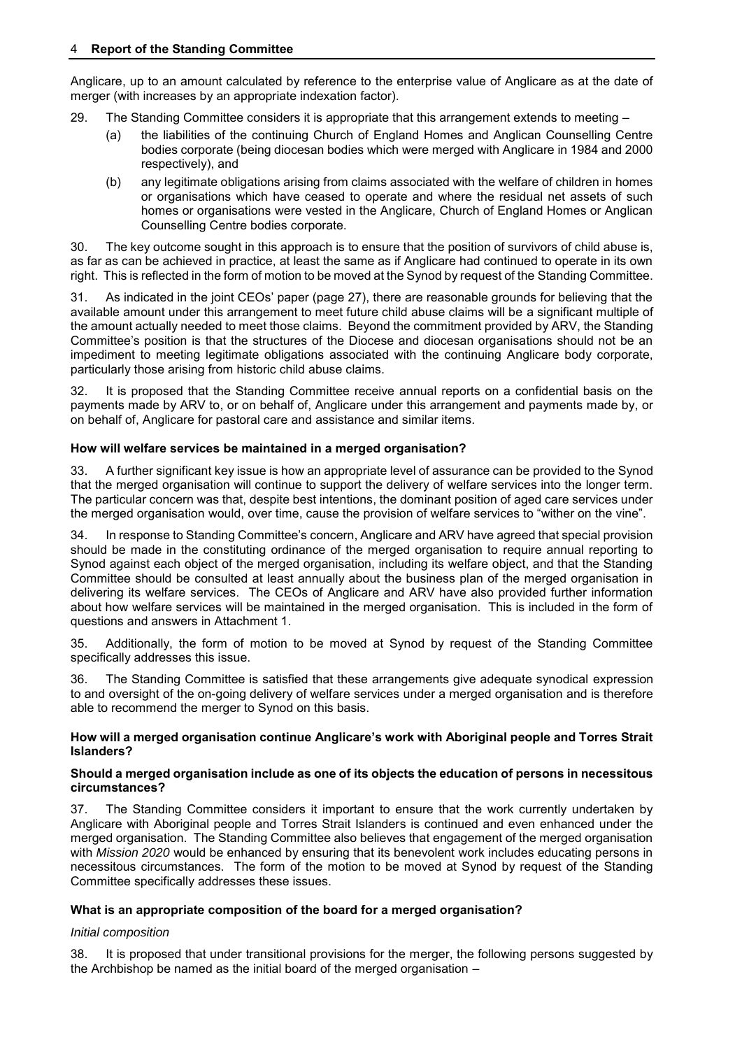Anglicare, up to an amount calculated by reference to the enterprise value of Anglicare as at the date of merger (with increases by an appropriate indexation factor).

29. The Standing Committee considers it is appropriate that this arrangement extends to meeting –

(a) the liabilities of the continuing Church of England Homes and Anglican Counselling Centre bodies corporate (being diocesan bodies which were merged with Anglicare in 1984 and 2000 respectively), and

(b) any legitimate obligations arising from claims associated with the welfare of children in homes or organisations which have ceased to operate and where the residual net assets of such homes or organisations were vested in the Anglicare, Church of England Homes or Anglican Counselling Centre bodies corporate.

30. The key outcome sought in this approach is to ensure that the position of survivors of child abuse is, as far as can be achieved in practice, at least the same as if Anglicare had continued to operate in its own right. This is reflected in the form of motion to be moved at the Synod by request of the Standing Committee.

31. As indicated in the joint CEOs' paper (page 27), there are reasonable grounds for believing that the available amount under this arrangement to meet future child abuse claims will be a significant multiple of the amount actually needed to meet those claims. Beyond the commitment provided by ARV, the Standing Committee's position is that the structures of the Diocese and diocesan organisations should not be an impediment to meeting legitimate obligations associated with the continuing Anglicare body corporate, particularly those arising from historic child abuse claims.

32. It is proposed that the Standing Committee receive annual reports on a confidential basis on the payments made by ARV to, or on behalf of, Anglicare under this arrangement and payments made by, or on behalf of, Anglicare for pastoral care and assistance and similar items.

### How will welfare services be maintained in a merged organisation?

33. A further significant key issue is how an appropriate level of assurance can be provided to the Synod that the merged organisation will continue to support the delivery of welfare services into the longer term. The particular concern was that, despite best intentions, the dominant position of aged care services under the merged organisation would, over time, cause the provision of welfare services to "wither on the vine".

34. In response to Standing Committee's concern, Anglicare and ARV have agreed that special provision should be made in the constituting ordinance of the merged organisation to require annual reporting to Synod against each object of the merged organisation, including its welfare object, and that the Standing Committee should be consulted at least annually about the business plan of the merged organisation in delivering its welfare services. The CEOs of Anglicare and ARV have also provided further information about how welfare services will be maintained in the merged organisation. This is included in the form of questions and answers in Attachment 1.

35. Additionally, the form of motion to be moved at Synod by request of the Standing Committee specifically addresses this issue.

36. The Standing Committee is satisfied that these arrangements give adequate synodical expression to and oversight of the on-going delivery of welfare services under a merged organisation and is therefore able to recommend the merger to Synod on this basis.

### How will a merged organisation continue Anglicare's work with Aboriginal people and Torres Strait Islanders?

### Should a merged organisation include as one of its objects the education of persons in necessitous circumstances?

37. The Standing Committee considers it important to ensure that the work currently undertaken by Anglicare with Aboriginal people and Torres Strait Islanders is continued and even enhanced under the merged organisation. The Standing Committee also believes that engagement of the merged organisation with *Mission 2020* would be enhanced by ensuring that its benevolent work includes educating persons in necessitous circumstances. The form of the motion to be moved at Synod by request of the Standing Committee specifically addresses these issues.

### What is an appropriate composition of the board for a merged organisation?

*Initial composition*

38. It is proposed that under transitional provisions for the merger, the following persons suggested by the Archbishop be named as the initial board of the merged organisation –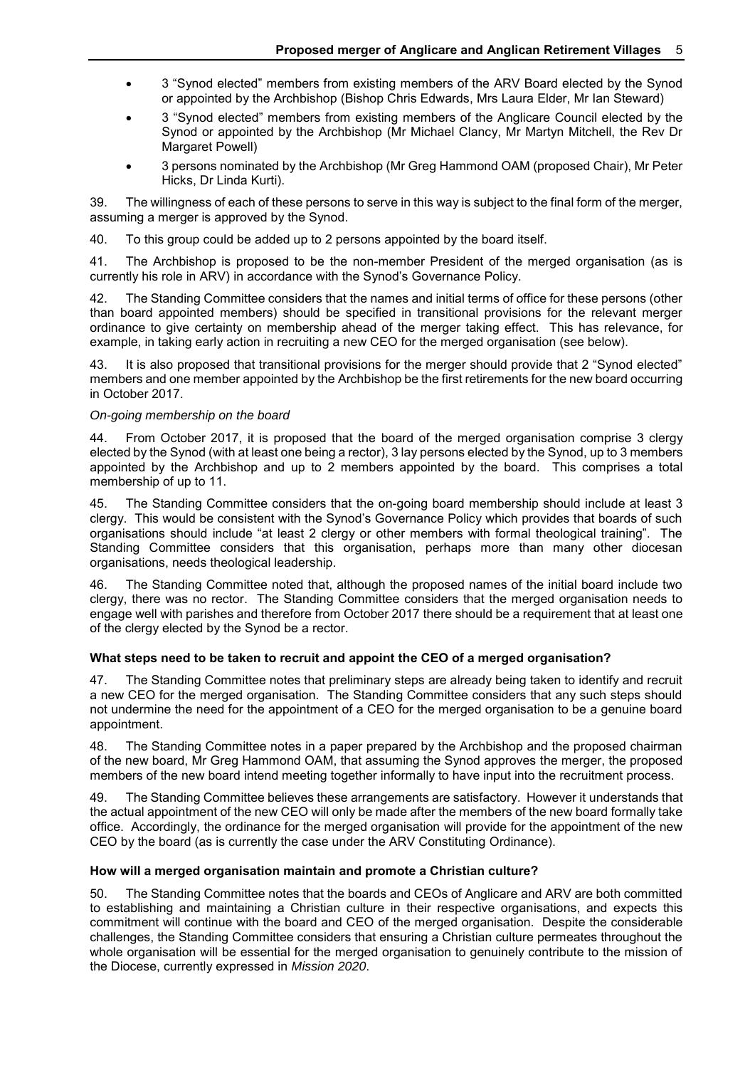- 3 "Synod elected" members from existing members of the ARV Board elected by the Synod or appointed by the Archbishop (Bishop Chris Edwards, Mrs Laura Elder, Mr Ian Steward)
- 3 "Synod elected" members from existing members of the Anglicare Council elected by the Synod or appointed by the Archbishop (Mr Michael Clancy, Mr Martyn Mitchell, the Rev Dr Margaret Powell)
- 3 persons nominated by the Archbishop (Mr Greg Hammond OAM (proposed Chair), Mr Peter Hicks, Dr Linda Kurti).

39. The willingness of each of these persons to serve in this way is subject to the final form of the merger, assuming a merger is approved by the Synod.

40. To this group could be added up to 2 persons appointed by the board itself.

41. The Archbishop is proposed to be the non-member President of the merged organisation (as is currently his role in ARV) in accordance with the Synod's Governance Policy.

42. The Standing Committee considers that the names and initial terms of office for these persons (other than board appointed members) should be specified in transitional provisions for the relevant merger ordinance to give certainty on membership ahead of the merger taking effect. This has relevance, for example, in taking early action in recruiting a new CEO for the merged organisation (see below).

43. It is also proposed that transitional provisions for the merger should provide that 2 "Synod elected" members and one member appointed by the Archbishop be the first retirements for the new board occurring in October 2017.

*On-going membership on the board*

44. From October 2017, it is proposed that the board of the merged organisation comprise 3 clergy elected by the Synod (with at least one being a rector), 3 lay persons elected by the Synod, up to 3 members appointed by the Archbishop and up to 2 members appointed by the board. This comprises a total membership of up to 11.

45. The Standing Committee considers that the on-going board membership should include at least 3 clergy. This would be consistent with the Synod's Governance Policy which provides that boards of such organisations should include "at least 2 clergy or other members with formal theological training". The Standing Committee considers that this organisation, perhaps more than many other diocesan organisations, needs theological leadership.

46. The Standing Committee noted that, although the proposed names of the initial board include two clergy, there was no rector. The Standing Committee considers that the merged organisation needs to engage well with parishes and therefore from October 2017 there should be a requirement that at least one of the clergy elected by the Synod be a rector.

**What steps need to be taken to recruit and appoint the CEO of a merged organisation?**

47. The Standing Committee notes that preliminary steps are already being taken to identify and recruit a new CEO for the merged organisation. The Standing Committee considers that any such steps should not undermine the need for the appointment of a CEO for the merged organisation to be a genuine board appointment.

48. The Standing Committee notes in a paper prepared by the Archbishop and the proposed chairman of the new board, Mr Greg Hammond OAM, that assuming the Synod approves the merger, the proposed members of the new board intend meeting together informally to have input into the recruitment process.

49. The Standing Committee believes these arrangements are satisfactory. However it understands that the actual appointment of the new CEO will only be made after the members of the new board formally take office. Accordingly, the ordinance for the merged organisation will provide for the appointment of the new CEO by the board (as is currently the case under the ARV Constituting Ordinance).

**How will a merged organisation maintain and promote a Christian culture?**

50. The Standing Committee notes that the boards and CEOs of Anglicare and ARV are both committed to establishing and maintaining a Christian culture in their respective organisations, and expects this commitment will continue with the board and CEO of the merged organisation. Despite the considerable challenges, the Standing Committee considers that ensuring a Christian culture permeates throughout the whole organisation will be essential for the merged organisation to genuinely contribute to the mission of the Diocese, currently expressed in *Mission 2020*.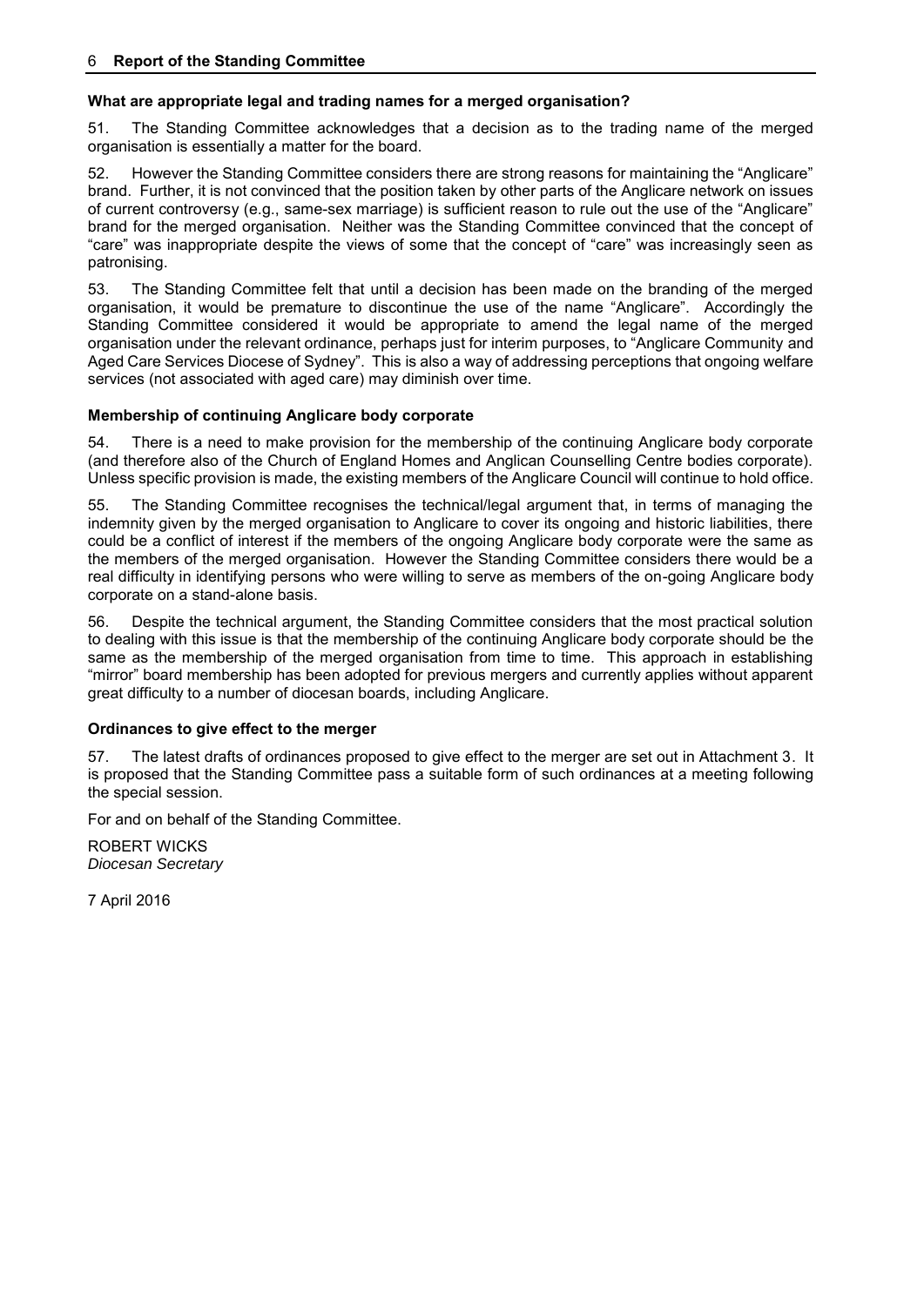### What are appropriate legal and trading names for a merged organisation?

51. The Standing Committee acknowledges that a decision as to the trading name of the merged organisation is essentially a matter for the board.

52. However the Standing Committee considers there are strong reasons for maintaining the "Anglicare" brand. Further, it is not convinced that the position taken by other parts of the Anglicare network on issues of current controversy (e.g., same-sex marriage) is sufficient reason to rule out the use of the "Anglicare" brand for the merged organisation. Neither was the Standing Committee convinced that the concept of "care" was inappropriate despite the views of some that the concept of "care" was increasingly seen as patronising.

53. The Standing Committee felt that until a decision has been made on the branding of the merged organisation, it would be premature to discontinue the use of the name "Anglicare". Accordingly the Standing Committee considered it would be appropriate to amend the legal name of the merged organisation under the relevant ordinance, perhaps just for interim purposes, to "Anglicare Community and Aged Care Services Diocese of Sydney". This is also a way of addressing perceptions that ongoing welfare services (not associated with aged care) may diminish over time.

### Membership of continuing Anglicare body corporate

54. There is a need to make provision for the membership of the continuing Anglicare body corporate (and therefore also of the Church of England Homes and Anglican Counselling Centre bodies corporate). Unless specific provision is made, the existing members of the Anglicare Council will continue to hold office.

55. The Standing Committee recognises the technical/legal argument that, in terms of managing the indemnity given by the merged organisation to Anglicare to cover its ongoing and historic liabilities, there could be a conflict of interest if the members of the ongoing Anglicare body corporate were the same as the members of the merged organisation. However the Standing Committee considers there would be a real difficulty in identifying persons who were willing to serve as members of the on-going Anglicare body corporate on a stand-alone basis.

56. Despite the technical argument, the Standing Committee considers that the most practical solution to dealing with this issue is that the membership of the continuing Anglicare body corporate should be the same as the membership of the merged organisation from time to time. This approach in establishing "mirror" board membership has been adopted for previous mergers and currently applies without apparent great difficulty to a number of diocesan boards, including Anglicare.

### Ordinances to give effect to the merger

57. The latest drafts of ordinances proposed to give effect to the merger are set out in Attachment 3. It is proposed that the Standing Committee pass a suitable form of such ordinances at a meeting following the special session.

For and on behalf of the Standing Committee.

ROBERT WICKS
*Diocesan Secretary*

7 April 2016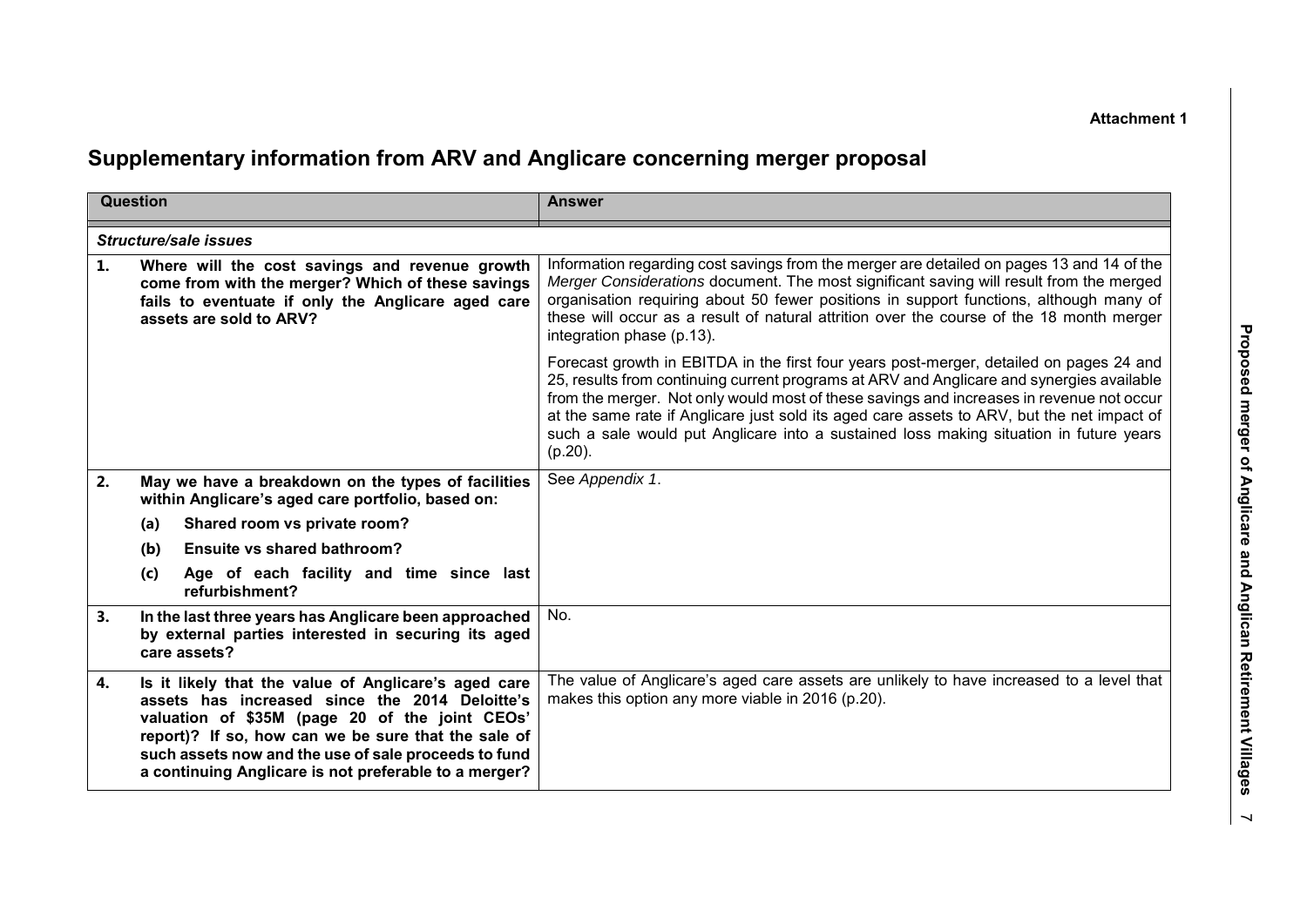**Attachment 1**

# Supplementary information from ARV and Anglicare concerning merger proposal

| Question | Answer |
| --- | --- |
| ***Structure/sale issues*** | |
| **1. Where will the cost savings and revenue growth come from with the merger? Which of these savings fails to eventuate if only the Anglicare aged care assets are sold to ARV?** | Information regarding cost savings from the merger are detailed on pages 13 and 14 of the *Merger Considerations* document. The most significant saving will result from the merged organisation requiring about 50 fewer positions in support functions, although many of these will occur as a result of natural attrition over the course of the 18 month merger integration phase (p.13).<br><br>Forecast growth in EBITDA in the first four years post-merger, detailed on pages 24 and 25, results from continuing current programs at ARV and Anglicare and synergies available from the merger. Not only would most of these savings and increases in revenue not occur at the same rate if Anglicare just sold its aged care assets to ARV, but the net impact of such a sale would put Anglicare into a sustained loss making situation in future years (p.20). |
| **2. May we have a breakdown on the types of facilities within Anglicare's aged care portfolio, based on:**<br>**(a) Shared room vs private room?**<br>**(b) Ensuite vs shared bathroom?**<br>**(c) Age of each facility and time since last refurbishment?** | See *Appendix 1*. |
| **3. In the last three years has Anglicare been approached by external parties interested in securing its aged care assets?** | No. |
| **4. Is it likely that the value of Anglicare's aged care assets has increased since the 2014 Deloitte's valuation of $35M (page 20 of the joint CEOs' report)? If so, how can we be sure that the sale of such assets now and the use of sale proceeds to fund a continuing Anglicare is not preferable to a merger?** | The value of Anglicare's aged care assets are unlikely to have increased to a level that makes this option any more viable in 2016 (p.20). |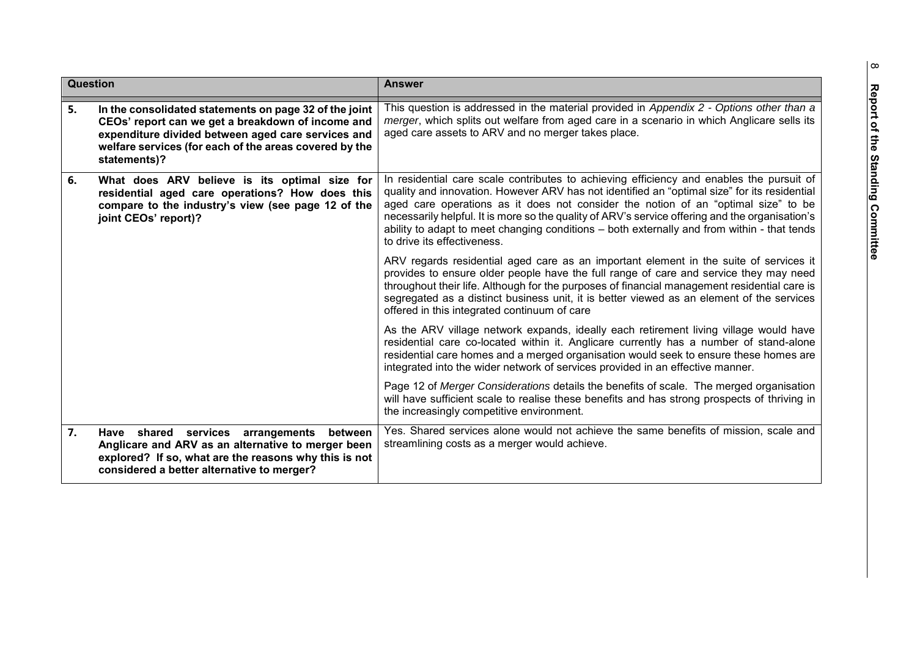| Question | | Answer |
|---|---|---|
| **5.** | **In the consolidated statements on page 32 of the joint CEOs' report can we get a breakdown of income and expenditure divided between aged care services and welfare services (for each of the areas covered by the statements)?** | This question is addressed in the material provided in *Appendix 2 - Options other than a merger*, which splits out welfare from aged care in a scenario in which Anglicare sells its aged care assets to ARV and no merger takes place. |
| **6.** | **What does ARV believe is its optimal size for residential aged care operations? How does this compare to the industry's view (see page 12 of the joint CEOs' report)?** | In residential care scale contributes to achieving efficiency and enables the pursuit of quality and innovation. However ARV has not identified an "optimal size" for its residential aged care operations as it does not consider the notion of an "optimal size" to be necessarily helpful. It is more so the quality of ARV's service offering and the organisation's ability to adapt to meet changing conditions – both externally and from within - that tends to drive its effectiveness.<br><br>ARV regards residential aged care as an important element in the suite of services it provides to ensure older people have the full range of care and service they may need throughout their life. Although for the purposes of financial management residential care is segregated as a distinct business unit, it is better viewed as an element of the services offered in this integrated continuum of care<br><br>As the ARV village network expands, ideally each retirement living village would have residential care co-located within it. Anglicare currently has a number of stand-alone residential care homes and a merged organisation would seek to ensure these homes are integrated into the wider network of services provided in an effective manner.<br><br>Page 12 of *Merger Considerations* details the benefits of scale. The merged organisation will have sufficient scale to realise these benefits and has strong prospects of thriving in the increasingly competitive environment. |
| **7.** | **Have shared services arrangements between Anglicare and ARV as an alternative to merger been explored? If so, what are the reasons why this is not considered a better alternative to merger?** | Yes. Shared services alone would not achieve the same benefits of mission, scale and streamlining costs as a merger would achieve. |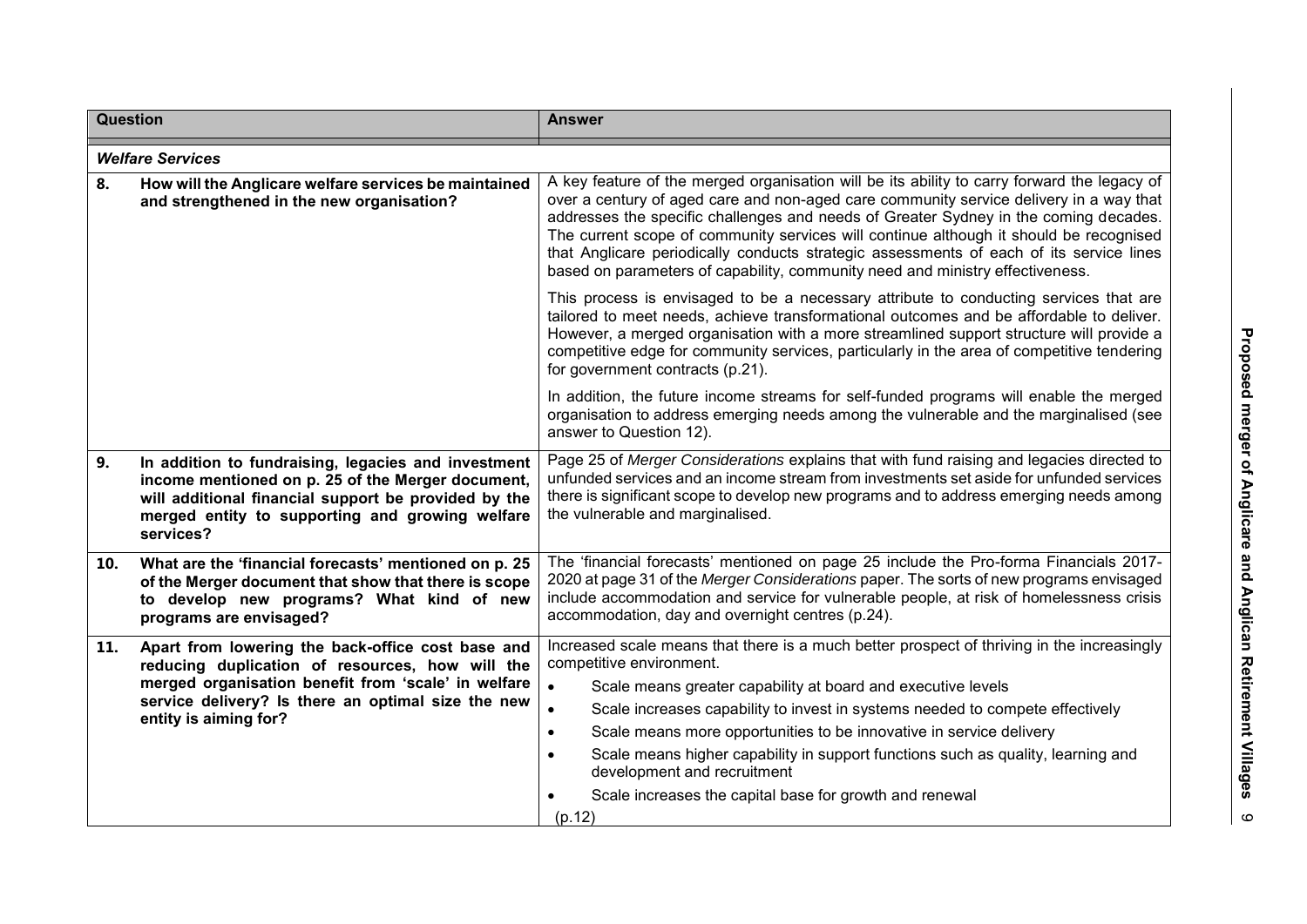| Question | | Answer |
|---|---|---|
| ***Welfare Services*** | | |
| **8.** | **How will the Anglicare welfare services be maintained and strengthened in the new organisation?** | A key feature of the merged organisation will be its ability to carry forward the legacy of over a century of aged care and non-aged care community service delivery in a way that addresses the specific challenges and needs of Greater Sydney in the coming decades. The current scope of community services will continue although it should be recognised that Anglicare periodically conducts strategic assessments of each of its service lines based on parameters of capability, community need and ministry effectiveness.<br><br>This process is envisaged to be a necessary attribute to conducting services that are tailored to meet needs, achieve transformational outcomes and be affordable to deliver. However, a merged organisation with a more streamlined support structure will provide a competitive edge for community services, particularly in the area of competitive tendering for government contracts (p.21).<br><br>In addition, the future income streams for self-funded programs will enable the merged organisation to address emerging needs among the vulnerable and the marginalised (see answer to Question 12). |
| **9.** | **In addition to fundraising, legacies and investment income mentioned on p. 25 of the Merger document, will additional financial support be provided by the merged entity to supporting and growing welfare services?** | Page 25 of *Merger Considerations* explains that with fund raising and legacies directed to unfunded services and an income stream from investments set aside for unfunded services there is significant scope to develop new programs and to address emerging needs among the vulnerable and marginalised. |
| **10.** | **What are the 'financial forecasts' mentioned on p. 25 of the Merger document that show that there is scope to develop new programs? What kind of new programs are envisaged?** | The 'financial forecasts' mentioned on page 25 include the Pro-forma Financials 2017-2020 at page 31 of the *Merger Considerations* paper. The sorts of new programs envisaged include accommodation and service for vulnerable people, at risk of homelessness crisis accommodation, day and overnight centres (p.24). |
| **11.** | **Apart from lowering the back-office cost base and reducing duplication of resources, how will the merged organisation benefit from 'scale' in welfare service delivery? Is there an optimal size the new entity is aiming for?** | Increased scale means that there is a much better prospect of thriving in the increasingly competitive environment.<br>• Scale means greater capability at board and executive levels<br>• Scale increases capability to invest in systems needed to compete effectively<br>• Scale means more opportunities to be innovative in service delivery<br>• Scale means higher capability in support functions such as quality, learning and development and recruitment<br>• Scale increases the capital base for growth and renewal<br>(p.12) |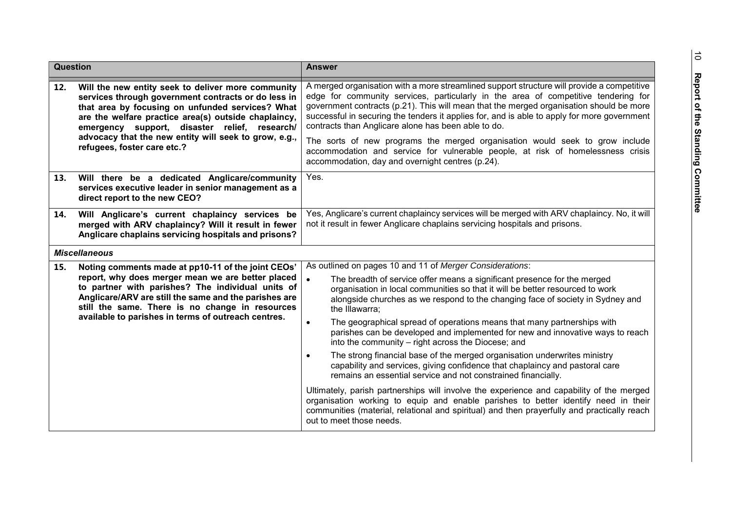| Question | | Answer |
|---|---|---|
| **12.** | **Will the new entity seek to deliver more community services through government contracts or do less in that area by focusing on unfunded services? What are the welfare practice area(s) outside chaplaincy, emergency support, disaster relief, research/ advocacy that the new entity will seek to grow, e.g., refugees, foster care etc.?** | A merged organisation with a more streamlined support structure will provide a competitive edge for community services, particularly in the area of competitive tendering for government contracts (p.21). This will mean that the merged organisation should be more successful in securing the tenders it applies for, and is able to apply for more government contracts than Anglicare alone has been able to do.<br><br>The sorts of new programs the merged organisation would seek to grow include accommodation and service for vulnerable people, at risk of homelessness crisis accommodation, day and overnight centres (p.24). |
| **13.** | **Will there be a dedicated Anglicare/community services executive leader in senior management as a direct report to the new CEO?** | Yes. |
| **14.** | **Will Anglicare's current chaplaincy services be merged with ARV chaplaincy? Will it result in fewer Anglicare chaplains servicing hospitals and prisons?** | Yes, Anglicare's current chaplaincy services will be merged with ARV chaplaincy. No, it will not it result in fewer Anglicare chaplains servicing hospitals and prisons. |
| ***Miscellaneous*** | | |
| **15.** | **Noting comments made at pp10-11 of the joint CEOs' report, why does merger mean we are better placed to partner with parishes? The individual units of Anglicare/ARV are still the same and the parishes are still the same. There is no change in resources available to parishes in terms of outreach centres.** | As outlined on pages 10 and 11 of *Merger Considerations*:<br>• The breadth of service offer means a significant presence for the merged organisation in local communities so that it will be better resourced to work alongside churches as we respond to the changing face of society in Sydney and the Illawarra;<br>• The geographical spread of operations means that many partnerships with parishes can be developed and implemented for new and innovative ways to reach into the community – right across the Diocese; and<br>• The strong financial base of the merged organisation underwrites ministry capability and services, giving confidence that chaplaincy and pastoral care remains an essential service and not constrained financially.<br><br>Ultimately, parish partnerships will involve the experience and capability of the merged organisation working to equip and enable parishes to better identify need in their communities (material, relational and spiritual) and then prayerfully and practically reach out to meet those needs. |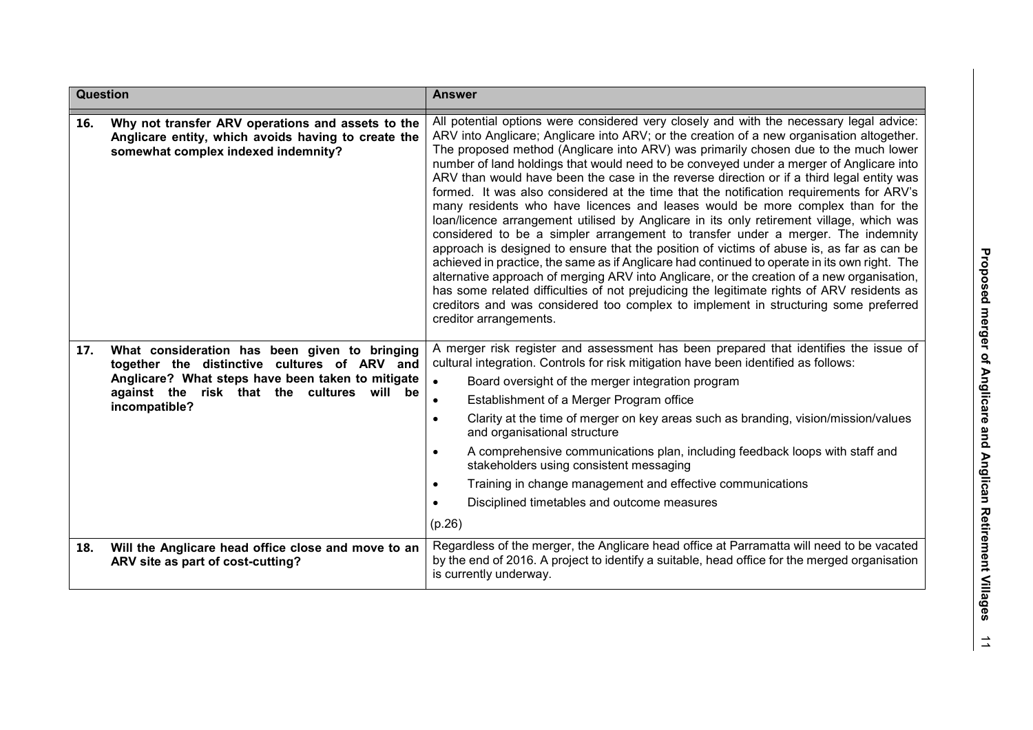| Question | Answer |
|---|---|
| **16. Why not transfer ARV operations and assets to the Anglicare entity, which avoids having to create the somewhat complex indexed indemnity?** | All potential options were considered very closely and with the necessary legal advice: ARV into Anglicare; Anglicare into ARV; or the creation of a new organisation altogether. The proposed method (Anglicare into ARV) was primarily chosen due to the much lower number of land holdings that would need to be conveyed under a merger of Anglicare into ARV than would have been the case in the reverse direction or if a third legal entity was formed. It was also considered at the time that the notification requirements for ARV's many residents who have licences and leases would be more complex than for the loan/licence arrangement utilised by Anglicare in its only retirement village, which was considered to be a simpler arrangement to transfer under a merger. The indemnity approach is designed to ensure that the position of victims of abuse is, as far as can be achieved in practice, the same as if Anglicare had continued to operate in its own right. The alternative approach of merging ARV into Anglicare, or the creation of a new organisation, has some related difficulties of not prejudicing the legitimate rights of ARV residents as creditors and was considered too complex to implement in structuring some preferred creditor arrangements. |
| **17. What consideration has been given to bringing together the distinctive cultures of ARV and Anglicare? What steps have been taken to mitigate against the risk that the cultures will be incompatible?** | A merger risk register and assessment has been prepared that identifies the issue of cultural integration. Controls for risk mitigation have been identified as follows:<br>• Board oversight of the merger integration program<br>• Establishment of a Merger Program office<br>• Clarity at the time of merger on key areas such as branding, vision/mission/values and organisational structure<br>• A comprehensive communications plan, including feedback loops with staff and stakeholders using consistent messaging<br>• Training in change management and effective communications<br>• Disciplined timetables and outcome measures<br>(p.26) |
| **18. Will the Anglicare head office close and move to an ARV site as part of cost-cutting?** | Regardless of the merger, the Anglicare head office at Parramatta will need to be vacated by the end of 2016. A project to identify a suitable, head office for the merged organisation is currently underway. |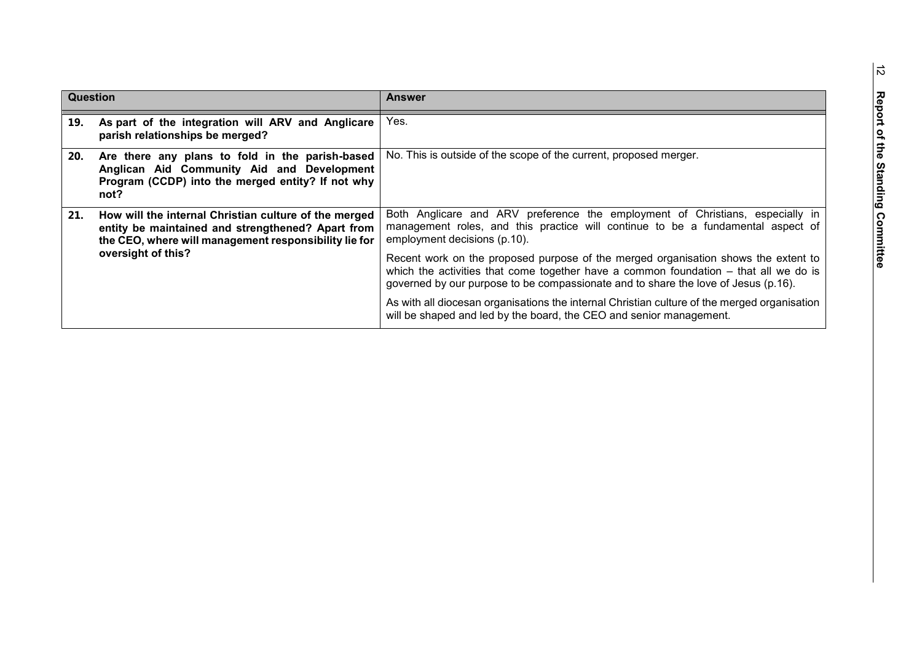| Question | Answer |
|---|---|
| **19. As part of the integration will ARV and Anglicare parish relationships be merged?** | Yes. |
| **20. Are there any plans to fold in the parish-based Anglican Aid Community Aid and Development Program (CCDP) into the merged entity? If not why not?** | No. This is outside of the scope of the current, proposed merger. |
| **21. How will the internal Christian culture of the merged entity be maintained and strengthened? Apart from the CEO, where will management responsibility lie for oversight of this?** | Both Anglicare and ARV preference the employment of Christians, especially in management roles, and this practice will continue to be a fundamental aspect of employment decisions (p.10).<br><br>Recent work on the proposed purpose of the merged organisation shows the extent to which the activities that come together have a common foundation – that all we do is governed by our purpose to be compassionate and to share the love of Jesus (p.16).<br><br>As with all diocesan organisations the internal Christian culture of the merged organisation will be shaped and led by the board, the CEO and senior management. |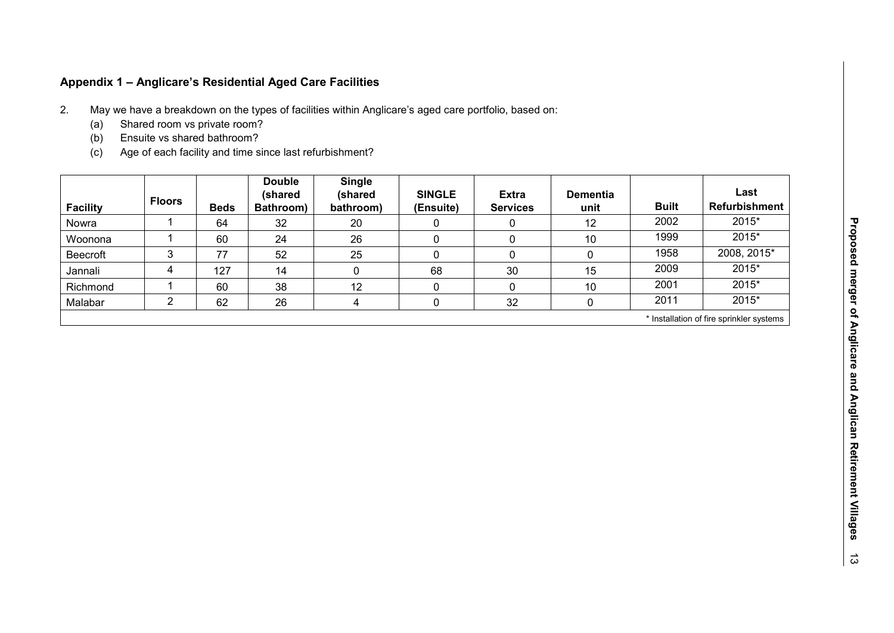**Appendix 1 – Anglicare's Residential Aged Care Facilities**

2. May we have a breakdown on the types of facilities within Anglicare's aged care portfolio, based on:
   (a) Shared room vs private room?
   (b) Ensuite vs shared bathroom?
   (c) Age of each facility and time since last refurbishment?

| Facility | Floors | Beds | Double (shared Bathroom) | Single (shared bathroom) | SINGLE (Ensuite) | Extra Services | Dementia unit | Built | Last Refurbishment |
|---|---|---|---|---|---|---|---|---|---|
| Nowra | 1 | 64 | 32 | 20 | 0 | 0 | 12 | 2002 | 2015* |
| Woonona | 1 | 60 | 24 | 26 | 0 | 0 | 10 | 1999 | 2015* |
| Beecroft | 3 | 77 | 52 | 25 | 0 | 0 | 0 | 1958 | 2008, 2015* |
| Jannali | 4 | 127 | 14 | 0 | 68 | 30 | 15 | 2009 | 2015* |
| Richmond | 1 | 60 | 38 | 12 | 0 | 0 | 10 | 2001 | 2015* |
| Malabar | 2 | 62 | 26 | 4 | 0 | 32 | 0 | 2011 | 2015* |

\* Installation of fire sprinkler systems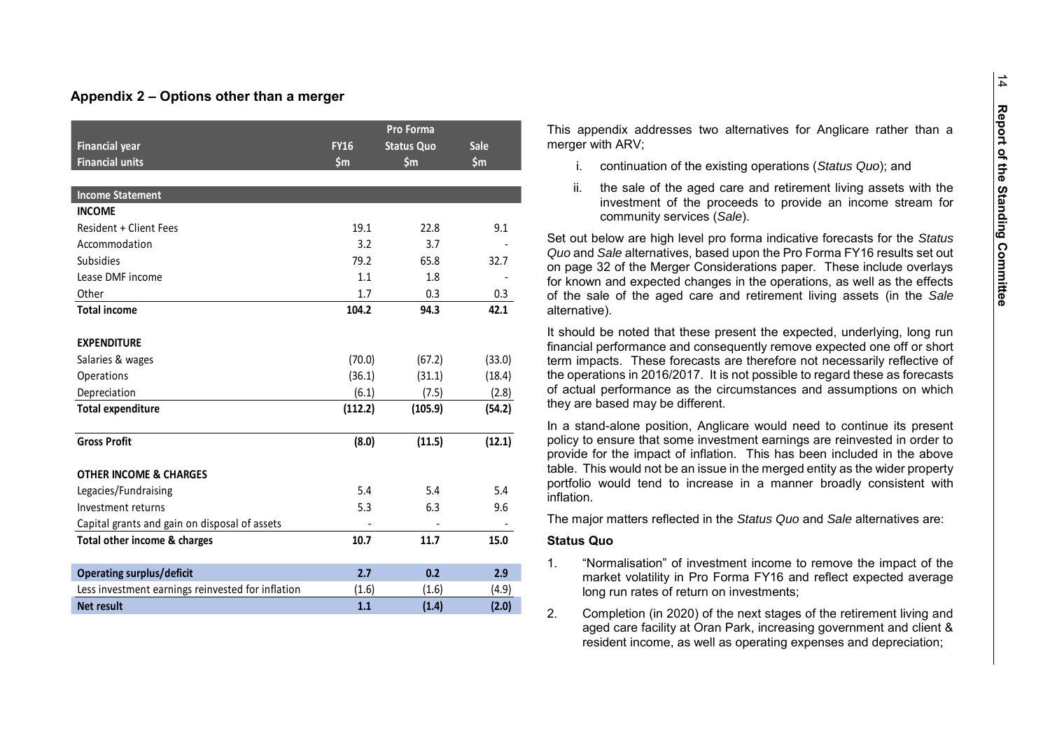## Appendix 2 – Options other than a merger

| Financial year | FY16 | Pro Forma Status Quo | Sale |
|---|---|---|---|
| Financial units | $m | $m | $m |
| **Income Statement** | | | |
| **INCOME** | | | |
| Resident + Client Fees | 19.1 | 22.8 | 9.1 |
| Accommodation | 3.2 | 3.7 | - |
| Subsidies | 79.2 | 65.8 | 32.7 |
| Lease DMF income | 1.1 | 1.8 | - |
| Other | 1.7 | 0.3 | 0.3 |
| **Total income** | **104.2** | **94.3** | **42.1** |
| **EXPENDITURE** | | | |
| Salaries & wages | (70.0) | (67.2) | (33.0) |
| Operations | (36.1) | (31.1) | (18.4) |
| Depreciation | (6.1) | (7.5) | (2.8) |
| **Total expenditure** | **(112.2)** | **(105.9)** | **(54.2)** |
| **Gross Profit** | **(8.0)** | **(11.5)** | **(12.1)** |
| **OTHER INCOME & CHARGES** | | | |
| Legacies/Fundraising | 5.4 | 5.4 | 5.4 |
| Investment returns | 5.3 | 6.3 | 9.6 |
| Capital grants and gain on disposal of assets | - | - | - |
| **Total other income & charges** | **10.7** | **11.7** | **15.0** |
| **Operating surplus/deficit** | **2.7** | **0.2** | **2.9** |
| Less investment earnings reinvested for inflation | (1.6) | (1.6) | (4.9) |
| **Net result** | **1.1** | **(1.4)** | **(2.0)** |

This appendix addresses two alternatives for Anglicare rather than a merger with ARV;

i. continuation of the existing operations (*Status Quo*); and

ii. the sale of the aged care and retirement living assets with the investment of the proceeds to provide an income stream for community services (*Sale*).

Set out below are high level pro forma indicative forecasts for the *Status Quo* and *Sale* alternatives, based upon the Pro Forma FY16 results set out on page 32 of the Merger Considerations paper. These include overlays for known and expected changes in the operations, as well as the effects of the sale of the aged care and retirement living assets (in the *Sale* alternative).

It should be noted that these present the expected, underlying, long run financial performance and consequently remove expected one off or short term impacts. These forecasts are therefore not necessarily reflective of the operations in 2016/2017. It is not possible to regard these as forecasts of actual performance as the circumstances and assumptions on which they are based may be different.

In a stand-alone position, Anglicare would need to continue its present policy to ensure that some investment earnings are reinvested in order to provide for the impact of inflation. This has been included in the above table. This would not be an issue in the merged entity as the wider property portfolio would tend to increase in a manner broadly consistent with inflation.

The major matters reflected in the *Status Quo* and *Sale* alternatives are:

**Status Quo**

1. "Normalisation" of investment income to remove the impact of the market volatility in Pro Forma FY16 and reflect expected average long run rates of return on investments;

2. Completion (in 2020) of the next stages of the retirement living and aged care facility at Oran Park, increasing government and client & resident income, as well as operating expenses and depreciation;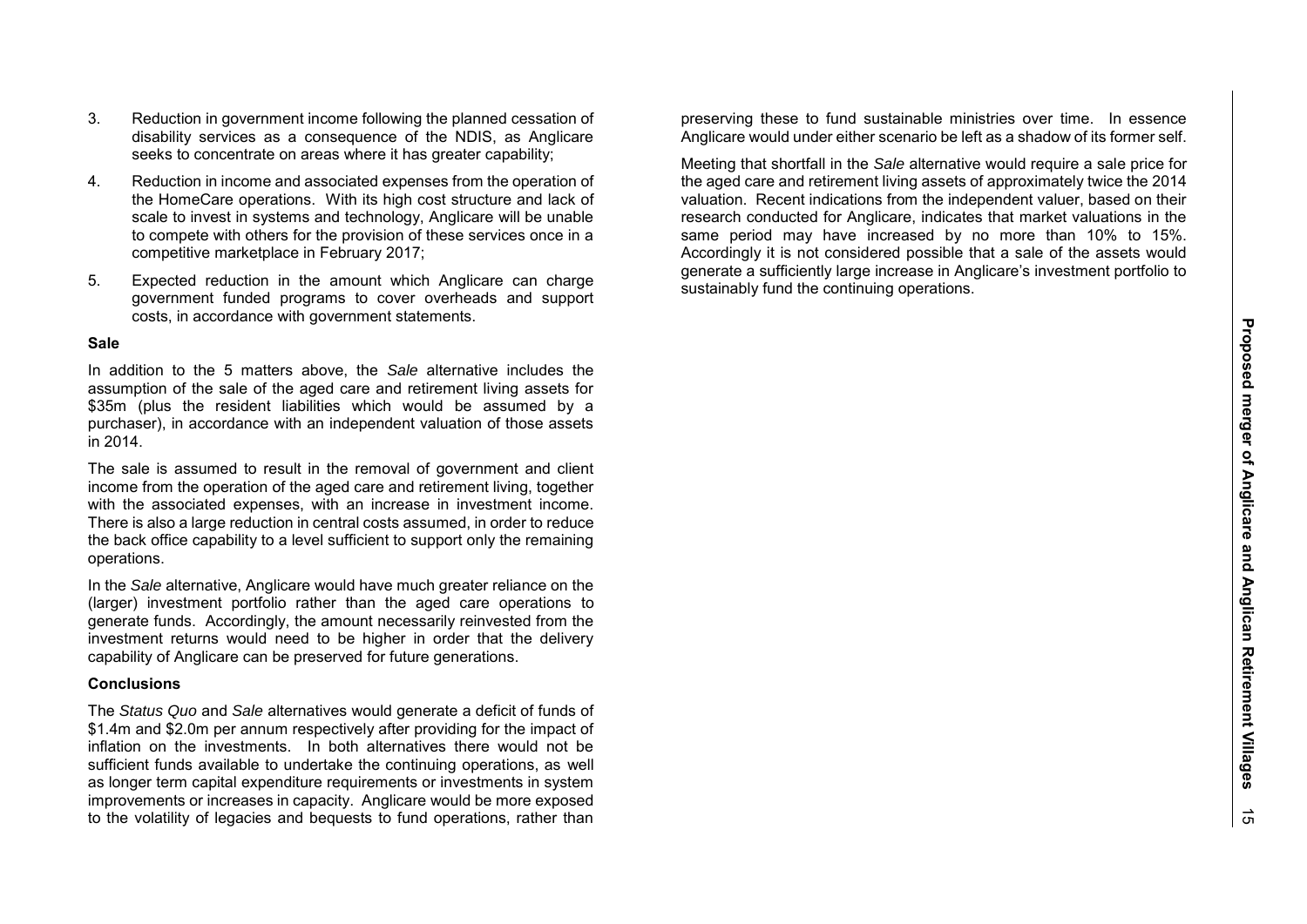3. Reduction in government income following the planned cessation of disability services as a consequence of the NDIS, as Anglicare seeks to concentrate on areas where it has greater capability;

4. Reduction in income and associated expenses from the operation of the HomeCare operations. With its high cost structure and lack of scale to invest in systems and technology, Anglicare will be unable to compete with others for the provision of these services once in a competitive marketplace in February 2017;

5. Expected reduction in the amount which Anglicare can charge government funded programs to cover overheads and support costs, in accordance with government statements.

**Sale**

In addition to the 5 matters above, the *Sale* alternative includes the assumption of the sale of the aged care and retirement living assets for \$35m (plus the resident liabilities which would be assumed by a purchaser), in accordance with an independent valuation of those assets in 2014.

The sale is assumed to result in the removal of government and client income from the operation of the aged care and retirement living, together with the associated expenses, with an increase in investment income. There is also a large reduction in central costs assumed, in order to reduce the back office capability to a level sufficient to support only the remaining operations.

In the *Sale* alternative, Anglicare would have much greater reliance on the (larger) investment portfolio rather than the aged care operations to generate funds. Accordingly, the amount necessarily reinvested from the investment returns would need to be higher in order that the delivery capability of Anglicare can be preserved for future generations.

**Conclusions**

The *Status Quo* and *Sale* alternatives would generate a deficit of funds of \$1.4m and \$2.0m per annum respectively after providing for the impact of inflation on the investments. In both alternatives there would not be sufficient funds available to undertake the continuing operations, as well as longer term capital expenditure requirements or investments in system improvements or increases in capacity. Anglicare would be more exposed to the volatility of legacies and bequests to fund operations, rather than preserving these to fund sustainable ministries over time. In essence Anglicare would under either scenario be left as a shadow of its former self.

Meeting that shortfall in the *Sale* alternative would require a sale price for the aged care and retirement living assets of approximately twice the 2014 valuation. Recent indications from the independent valuer, based on their research conducted for Anglicare, indicates that market valuations in the same period may have increased by no more than 10% to 15%. Accordingly it is not considered possible that a sale of the assets would generate a sufficiently large increase in Anglicare's investment portfolio to sustainably fund the continuing operations.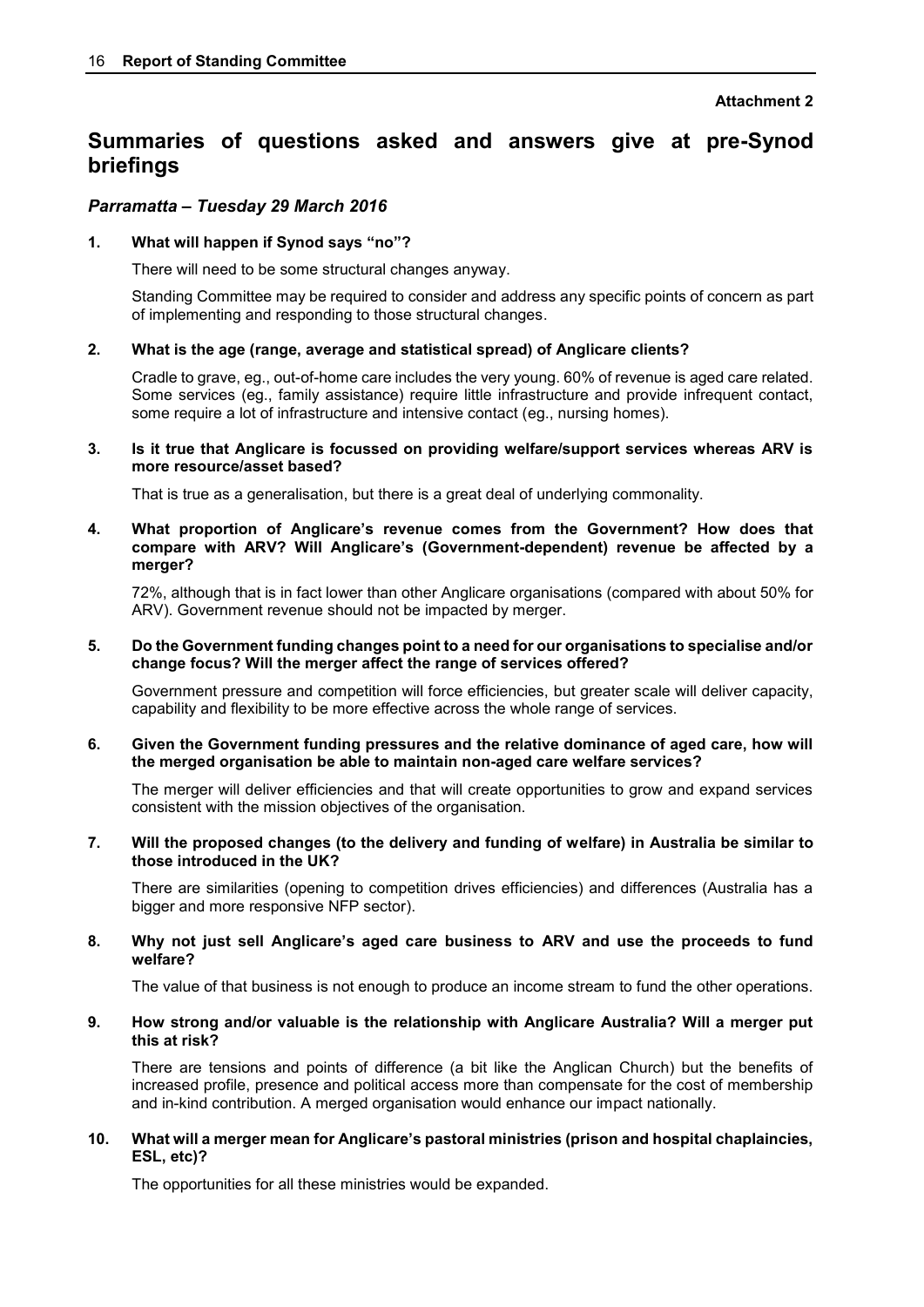**Attachment 2**

## Summaries of questions asked and answers give at pre-Synod briefings

### *Parramatta – Tuesday 29 March 2016*

**1. What will happen if Synod says "no"?**

There will need to be some structural changes anyway.

Standing Committee may be required to consider and address any specific points of concern as part of implementing and responding to those structural changes.

**2. What is the age (range, average and statistical spread) of Anglicare clients?**

Cradle to grave, eg., out-of-home care includes the very young. 60% of revenue is aged care related. Some services (eg., family assistance) require little infrastructure and provide infrequent contact, some require a lot of infrastructure and intensive contact (eg., nursing homes).

**3. Is it true that Anglicare is focussed on providing welfare/support services whereas ARV is more resource/asset based?**

That is true as a generalisation, but there is a great deal of underlying commonality.

**4. What proportion of Anglicare's revenue comes from the Government? How does that compare with ARV? Will Anglicare's (Government-dependent) revenue be affected by a merger?**

72%, although that is in fact lower than other Anglicare organisations (compared with about 50% for ARV). Government revenue should not be impacted by merger.

**5. Do the Government funding changes point to a need for our organisations to specialise and/or change focus? Will the merger affect the range of services offered?**

Government pressure and competition will force efficiencies, but greater scale will deliver capacity, capability and flexibility to be more effective across the whole range of services.

**6. Given the Government funding pressures and the relative dominance of aged care, how will the merged organisation be able to maintain non-aged care welfare services?**

The merger will deliver efficiencies and that will create opportunities to grow and expand services consistent with the mission objectives of the organisation.

**7. Will the proposed changes (to the delivery and funding of welfare) in Australia be similar to those introduced in the UK?**

There are similarities (opening to competition drives efficiencies) and differences (Australia has a bigger and more responsive NFP sector).

**8. Why not just sell Anglicare's aged care business to ARV and use the proceeds to fund welfare?**

The value of that business is not enough to produce an income stream to fund the other operations.

**9. How strong and/or valuable is the relationship with Anglicare Australia? Will a merger put this at risk?**

There are tensions and points of difference (a bit like the Anglican Church) but the benefits of increased profile, presence and political access more than compensate for the cost of membership and in-kind contribution. A merged organisation would enhance our impact nationally.

**10. What will a merger mean for Anglicare's pastoral ministries (prison and hospital chaplaincies, ESL, etc)?**

The opportunities for all these ministries would be expanded.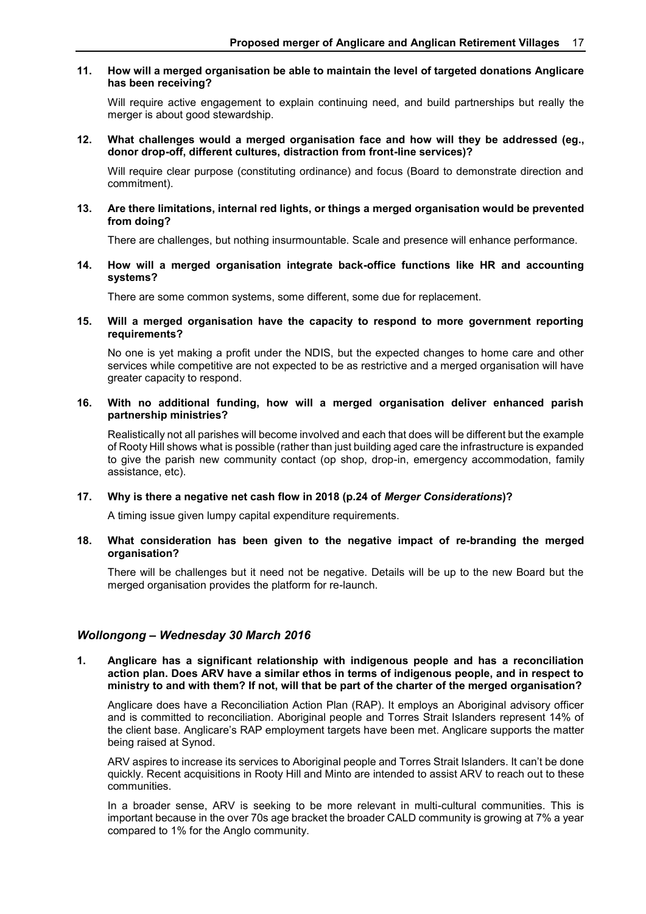**11. How will a merged organisation be able to maintain the level of targeted donations Anglicare has been receiving?**

Will require active engagement to explain continuing need, and build partnerships but really the merger is about good stewardship.

**12. What challenges would a merged organisation face and how will they be addressed (eg., donor drop-off, different cultures, distraction from front-line services)?**

Will require clear purpose (constituting ordinance) and focus (Board to demonstrate direction and commitment).

**13. Are there limitations, internal red lights, or things a merged organisation would be prevented from doing?**

There are challenges, but nothing insurmountable. Scale and presence will enhance performance.

**14. How will a merged organisation integrate back-office functions like HR and accounting systems?**

There are some common systems, some different, some due for replacement.

**15. Will a merged organisation have the capacity to respond to more government reporting requirements?**

No one is yet making a profit under the NDIS, but the expected changes to home care and other services while competitive are not expected to be as restrictive and a merged organisation will have greater capacity to respond.

**16. With no additional funding, how will a merged organisation deliver enhanced parish partnership ministries?**

Realistically not all parishes will become involved and each that does will be different but the example of Rooty Hill shows what is possible (rather than just building aged care the infrastructure is expanded to give the parish new community contact (op shop, drop-in, emergency accommodation, family assistance, etc).

**17. Why is there a negative net cash flow in 2018 (p.24 of *Merger Considerations*)?**

A timing issue given lumpy capital expenditure requirements.

**18. What consideration has been given to the negative impact of re-branding the merged organisation?**

There will be challenges but it need not be negative. Details will be up to the new Board but the merged organisation provides the platform for re-launch.

## *Wollongong – Wednesday 30 March 2016*

**1. Anglicare has a significant relationship with indigenous people and has a reconciliation action plan. Does ARV have a similar ethos in terms of indigenous people, and in respect to ministry to and with them? If not, will that be part of the charter of the merged organisation?**

Anglicare does have a Reconciliation Action Plan (RAP). It employs an Aboriginal advisory officer and is committed to reconciliation. Aboriginal people and Torres Strait Islanders represent 14% of the client base. Anglicare's RAP employment targets have been met. Anglicare supports the matter being raised at Synod.

ARV aspires to increase its services to Aboriginal people and Torres Strait Islanders. It can't be done quickly. Recent acquisitions in Rooty Hill and Minto are intended to assist ARV to reach out to these communities.

In a broader sense, ARV is seeking to be more relevant in multi-cultural communities. This is important because in the over 70s age bracket the broader CALD community is growing at 7% a year compared to 1% for the Anglo community.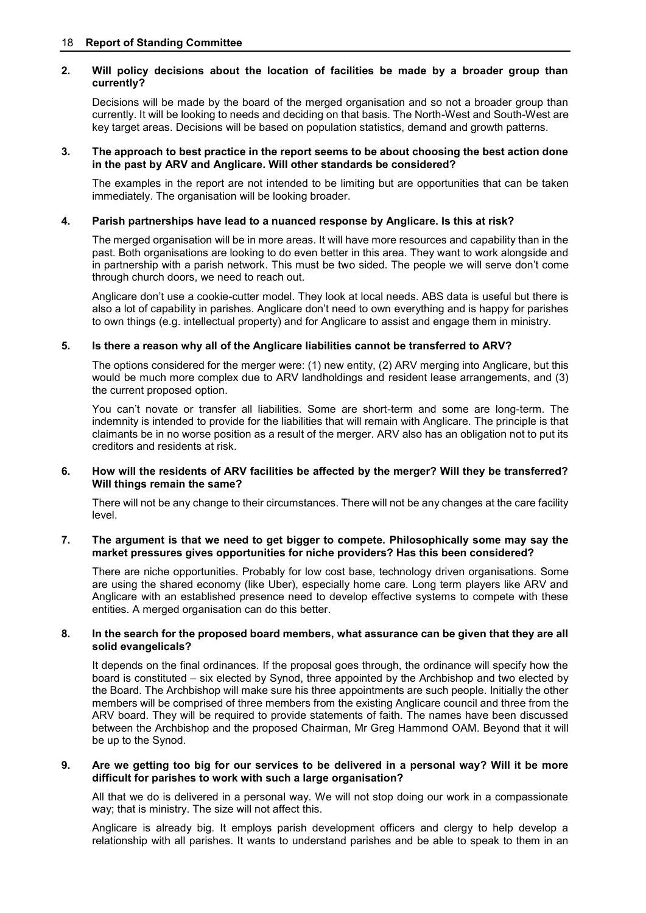**2. Will policy decisions about the location of facilities be made by a broader group than currently?**

Decisions will be made by the board of the merged organisation and so not a broader group than currently. It will be looking to needs and deciding on that basis. The North-West and South-West are key target areas. Decisions will be based on population statistics, demand and growth patterns.

**3. The approach to best practice in the report seems to be about choosing the best action done in the past by ARV and Anglicare. Will other standards be considered?**

The examples in the report are not intended to be limiting but are opportunities that can be taken immediately. The organisation will be looking broader.

**4. Parish partnerships have lead to a nuanced response by Anglicare. Is this at risk?**

The merged organisation will be in more areas. It will have more resources and capability than in the past. Both organisations are looking to do even better in this area. They want to work alongside and in partnership with a parish network. This must be two sided. The people we will serve don't come through church doors, we need to reach out.

Anglicare don't use a cookie-cutter model. They look at local needs. ABS data is useful but there is also a lot of capability in parishes. Anglicare don't need to own everything and is happy for parishes to own things (e.g. intellectual property) and for Anglicare to assist and engage them in ministry.

**5. Is there a reason why all of the Anglicare liabilities cannot be transferred to ARV?**

The options considered for the merger were: (1) new entity, (2) ARV merging into Anglicare, but this would be much more complex due to ARV landholdings and resident lease arrangements, and (3) the current proposed option.

You can't novate or transfer all liabilities. Some are short-term and some are long-term. The indemnity is intended to provide for the liabilities that will remain with Anglicare. The principle is that claimants be in no worse position as a result of the merger. ARV also has an obligation not to put its creditors and residents at risk.

**6. How will the residents of ARV facilities be affected by the merger? Will they be transferred? Will things remain the same?**

There will not be any change to their circumstances. There will not be any changes at the care facility level.

**7. The argument is that we need to get bigger to compete. Philosophically some may say the market pressures gives opportunities for niche providers? Has this been considered?**

There are niche opportunities. Probably for low cost base, technology driven organisations. Some are using the shared economy (like Uber), especially home care. Long term players like ARV and Anglicare with an established presence need to develop effective systems to compete with these entities. A merged organisation can do this better.

**8. In the search for the proposed board members, what assurance can be given that they are all solid evangelicals?**

It depends on the final ordinances. If the proposal goes through, the ordinance will specify how the board is constituted – six elected by Synod, three appointed by the Archbishop and two elected by the Board. The Archbishop will make sure his three appointments are such people. Initially the other members will be comprised of three members from the existing Anglicare council and three from the ARV board. They will be required to provide statements of faith. The names have been discussed between the Archbishop and the proposed Chairman, Mr Greg Hammond OAM. Beyond that it will be up to the Synod.

**9. Are we getting too big for our services to be delivered in a personal way? Will it be more difficult for parishes to work with such a large organisation?**

All that we do is delivered in a personal way. We will not stop doing our work in a compassionate way; that is ministry. The size will not affect this.

Anglicare is already big. It employs parish development officers and clergy to help develop a relationship with all parishes. It wants to understand parishes and be able to speak to them in an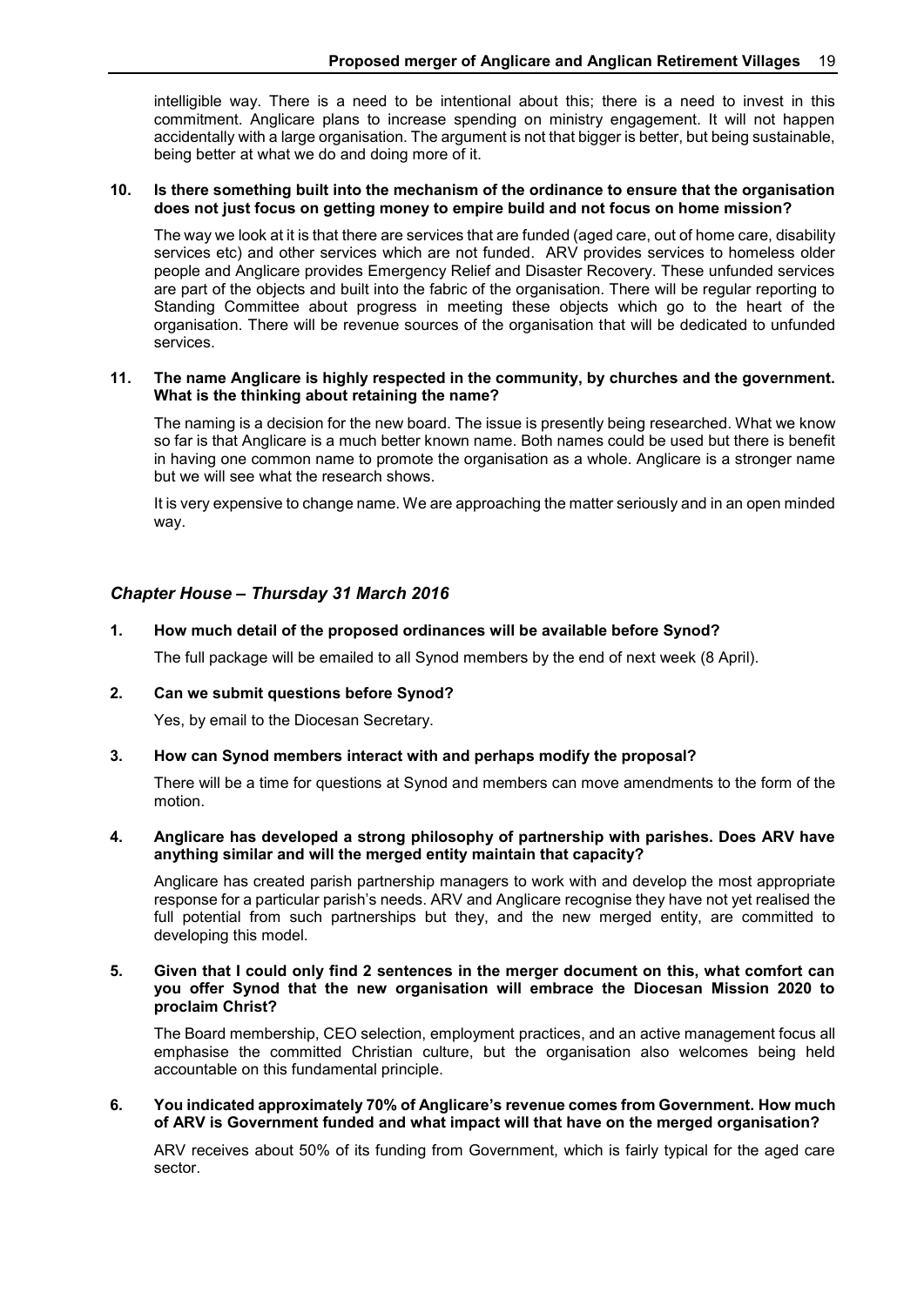intelligible way. There is a need to be intentional about this; there is a need to invest in this commitment. Anglicare plans to increase spending on ministry engagement. It will not happen accidentally with a large organisation. The argument is not that bigger is better, but being sustainable, being better at what we do and doing more of it.

**10. Is there something built into the mechanism of the ordinance to ensure that the organisation does not just focus on getting money to empire build and not focus on home mission?**

The way we look at it is that there are services that are funded (aged care, out of home care, disability services etc) and other services which are not funded. ARV provides services to homeless older people and Anglicare provides Emergency Relief and Disaster Recovery. These unfunded services are part of the objects and built into the fabric of the organisation. There will be regular reporting to Standing Committee about progress in meeting these objects which go to the heart of the organisation. There will be revenue sources of the organisation that will be dedicated to unfunded services.

**11. The name Anglicare is highly respected in the community, by churches and the government. What is the thinking about retaining the name?**

The naming is a decision for the new board. The issue is presently being researched. What we know so far is that Anglicare is a much better known name. Both names could be used but there is benefit in having one common name to promote the organisation as a whole. Anglicare is a stronger name but we will see what the research shows.

It is very expensive to change name. We are approaching the matter seriously and in an open minded way.

### *Chapter House – Thursday 31 March 2016*

**1. How much detail of the proposed ordinances will be available before Synod?**

The full package will be emailed to all Synod members by the end of next week (8 April).

**2. Can we submit questions before Synod?**

Yes, by email to the Diocesan Secretary.

**3. How can Synod members interact with and perhaps modify the proposal?**

There will be a time for questions at Synod and members can move amendments to the form of the motion.

**4. Anglicare has developed a strong philosophy of partnership with parishes. Does ARV have anything similar and will the merged entity maintain that capacity?**

Anglicare has created parish partnership managers to work with and develop the most appropriate response for a particular parish's needs. ARV and Anglicare recognise they have not yet realised the full potential from such partnerships but they, and the new merged entity, are committed to developing this model.

**5. Given that I could only find 2 sentences in the merger document on this, what comfort can you offer Synod that the new organisation will embrace the Diocesan Mission 2020 to proclaim Christ?**

The Board membership, CEO selection, employment practices, and an active management focus all emphasise the committed Christian culture, but the organisation also welcomes being held accountable on this fundamental principle.

**6. You indicated approximately 70% of Anglicare's revenue comes from Government. How much of ARV is Government funded and what impact will that have on the merged organisation?**

ARV receives about 50% of its funding from Government, which is fairly typical for the aged care sector.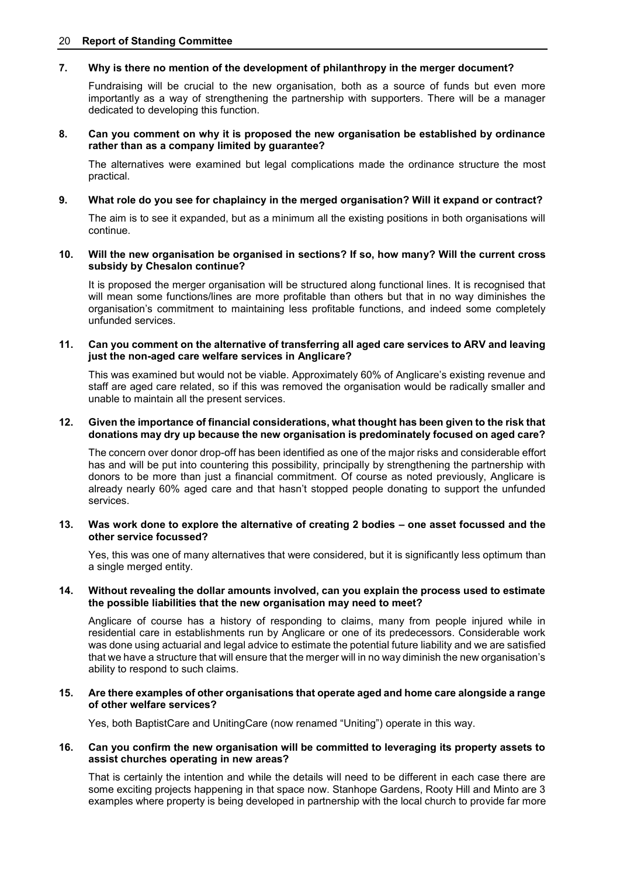**7. Why is there no mention of the development of philanthropy in the merger document?**

Fundraising will be crucial to the new organisation, both as a source of funds but even more importantly as a way of strengthening the partnership with supporters. There will be a manager dedicated to developing this function.

**8. Can you comment on why it is proposed the new organisation be established by ordinance rather than as a company limited by guarantee?**

The alternatives were examined but legal complications made the ordinance structure the most practical.

**9. What role do you see for chaplaincy in the merged organisation? Will it expand or contract?**

The aim is to see it expanded, but as a minimum all the existing positions in both organisations will continue.

**10. Will the new organisation be organised in sections? If so, how many? Will the current cross subsidy by Chesalon continue?**

It is proposed the merger organisation will be structured along functional lines. It is recognised that will mean some functions/lines are more profitable than others but that in no way diminishes the organisation's commitment to maintaining less profitable functions, and indeed some completely unfunded services.

**11. Can you comment on the alternative of transferring all aged care services to ARV and leaving just the non-aged care welfare services in Anglicare?**

This was examined but would not be viable. Approximately 60% of Anglicare's existing revenue and staff are aged care related, so if this was removed the organisation would be radically smaller and unable to maintain all the present services.

**12. Given the importance of financial considerations, what thought has been given to the risk that donations may dry up because the new organisation is predominately focused on aged care?**

The concern over donor drop-off has been identified as one of the major risks and considerable effort has and will be put into countering this possibility, principally by strengthening the partnership with donors to be more than just a financial commitment. Of course as noted previously, Anglicare is already nearly 60% aged care and that hasn't stopped people donating to support the unfunded services.

**13. Was work done to explore the alternative of creating 2 bodies – one asset focussed and the other service focussed?**

Yes, this was one of many alternatives that were considered, but it is significantly less optimum than a single merged entity.

**14. Without revealing the dollar amounts involved, can you explain the process used to estimate the possible liabilities that the new organisation may need to meet?**

Anglicare of course has a history of responding to claims, many from people injured while in residential care in establishments run by Anglicare or one of its predecessors. Considerable work was done using actuarial and legal advice to estimate the potential future liability and we are satisfied that we have a structure that will ensure that the merger will in no way diminish the new organisation's ability to respond to such claims.

**15. Are there examples of other organisations that operate aged and home care alongside a range of other welfare services?**

Yes, both BaptistCare and UnitingCare (now renamed "Uniting") operate in this way.

**16. Can you confirm the new organisation will be committed to leveraging its property assets to assist churches operating in new areas?**

That is certainly the intention and while the details will need to be different in each case there are some exciting projects happening in that space now. Stanhope Gardens, Rooty Hill and Minto are 3 examples where property is being developed in partnership with the local church to provide far more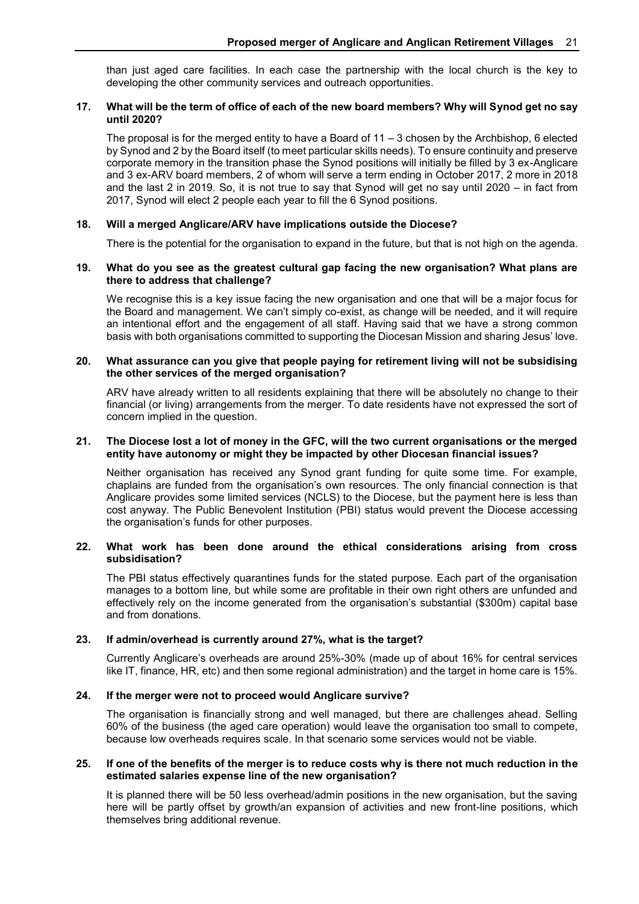than just aged care facilities. In each case the partnership with the local church is the key to developing the other community services and outreach opportunities.

**17. What will be the term of office of each of the new board members? Why will Synod get no say until 2020?**

The proposal is for the merged entity to have a Board of 11 – 3 chosen by the Archbishop, 6 elected by Synod and 2 by the Board itself (to meet particular skills needs). To ensure continuity and preserve corporate memory in the transition phase the Synod positions will initially be filled by 3 ex-Anglicare and 3 ex-ARV board members, 2 of whom will serve a term ending in October 2017, 2 more in 2018 and the last 2 in 2019. So, it is not true to say that Synod will get no say until 2020 – in fact from 2017, Synod will elect 2 people each year to fill the 6 Synod positions.

**18. Will a merged Anglicare/ARV have implications outside the Diocese?**

There is the potential for the organisation to expand in the future, but that is not high on the agenda.

**19. What do you see as the greatest cultural gap facing the new organisation? What plans are there to address that challenge?**

We recognise this is a key issue facing the new organisation and one that will be a major focus for the Board and management. We can't simply co-exist, as change will be needed, and it will require an intentional effort and the engagement of all staff. Having said that we have a strong common basis with both organisations committed to supporting the Diocesan Mission and sharing Jesus' love.

**20. What assurance can you give that people paying for retirement living will not be subsidising the other services of the merged organisation?**

ARV have already written to all residents explaining that there will be absolutely no change to their financial (or living) arrangements from the merger. To date residents have not expressed the sort of concern implied in the question.

**21. The Diocese lost a lot of money in the GFC, will the two current organisations or the merged entity have autonomy or might they be impacted by other Diocesan financial issues?**

Neither organisation has received any Synod grant funding for quite some time. For example, chaplains are funded from the organisation's own resources. The only financial connection is that Anglicare provides some limited services (NCLS) to the Diocese, but the payment here is less than cost anyway. The Public Benevolent Institution (PBI) status would prevent the Diocese accessing the organisation's funds for other purposes.

**22. What work has been done around the ethical considerations arising from cross subsidisation?**

The PBI status effectively quarantines funds for the stated purpose. Each part of the organisation manages to a bottom line, but while some are profitable in their own right others are unfunded and effectively rely on the income generated from the organisation's substantial ($300m) capital base and from donations.

**23. If admin/overhead is currently around 27%, what is the target?**

Currently Anglicare's overheads are around 25%-30% (made up of about 16% for central services like IT, finance, HR, etc) and then some regional administration) and the target in home care is 15%.

**24. If the merger were not to proceed would Anglicare survive?**

The organisation is financially strong and well managed, but there are challenges ahead. Selling 60% of the business (the aged care operation) would leave the organisation too small to compete, because low overheads requires scale. In that scenario some services would not be viable.

**25. If one of the benefits of the merger is to reduce costs why is there not much reduction in the estimated salaries expense line of the new organisation?**

It is planned there will be 50 less overhead/admin positions in the new organisation, but the saving here will be partly offset by growth/an expansion of activities and new front-line positions, which themselves bring additional revenue.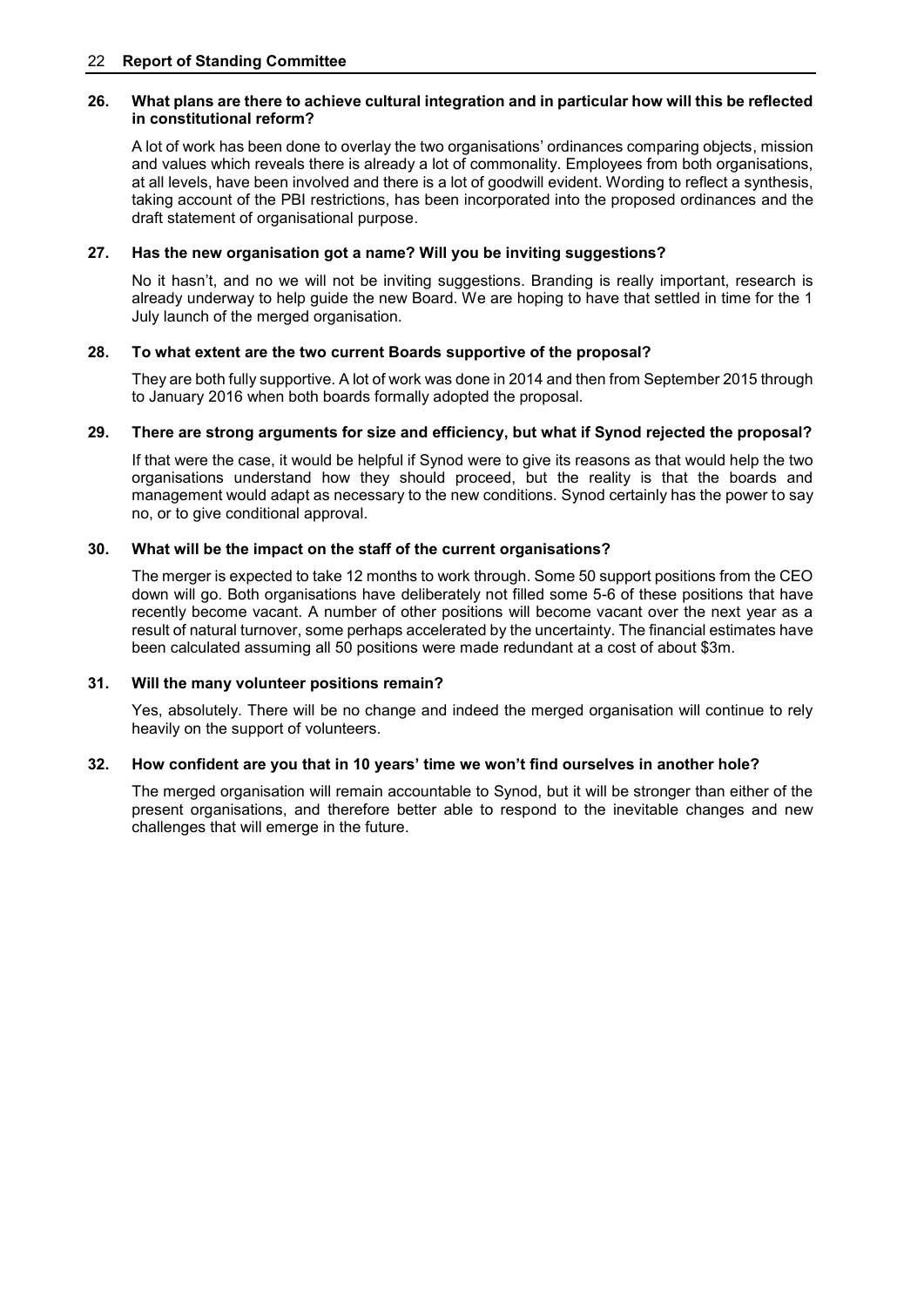**26. What plans are there to achieve cultural integration and in particular how will this be reflected in constitutional reform?**

A lot of work has been done to overlay the two organisations' ordinances comparing objects, mission and values which reveals there is already a lot of commonality. Employees from both organisations, at all levels, have been involved and there is a lot of goodwill evident. Wording to reflect a synthesis, taking account of the PBI restrictions, has been incorporated into the proposed ordinances and the draft statement of organisational purpose.

**27. Has the new organisation got a name? Will you be inviting suggestions?**

No it hasn't, and no we will not be inviting suggestions. Branding is really important, research is already underway to help guide the new Board. We are hoping to have that settled in time for the 1 July launch of the merged organisation.

**28. To what extent are the two current Boards supportive of the proposal?**

They are both fully supportive. A lot of work was done in 2014 and then from September 2015 through to January 2016 when both boards formally adopted the proposal.

**29. There are strong arguments for size and efficiency, but what if Synod rejected the proposal?**

If that were the case, it would be helpful if Synod were to give its reasons as that would help the two organisations understand how they should proceed, but the reality is that the boards and management would adapt as necessary to the new conditions. Synod certainly has the power to say no, or to give conditional approval.

**30. What will be the impact on the staff of the current organisations?**

The merger is expected to take 12 months to work through. Some 50 support positions from the CEO down will go. Both organisations have deliberately not filled some 5-6 of these positions that have recently become vacant. A number of other positions will become vacant over the next year as a result of natural turnover, some perhaps accelerated by the uncertainty. The financial estimates have been calculated assuming all 50 positions were made redundant at a cost of about $3m.

**31. Will the many volunteer positions remain?**

Yes, absolutely. There will be no change and indeed the merged organisation will continue to rely heavily on the support of volunteers.

**32. How confident are you that in 10 years' time we won't find ourselves in another hole?**

The merged organisation will remain accountable to Synod, but it will be stronger than either of the present organisations, and therefore better able to respond to the inevitable changes and new challenges that will emerge in the future.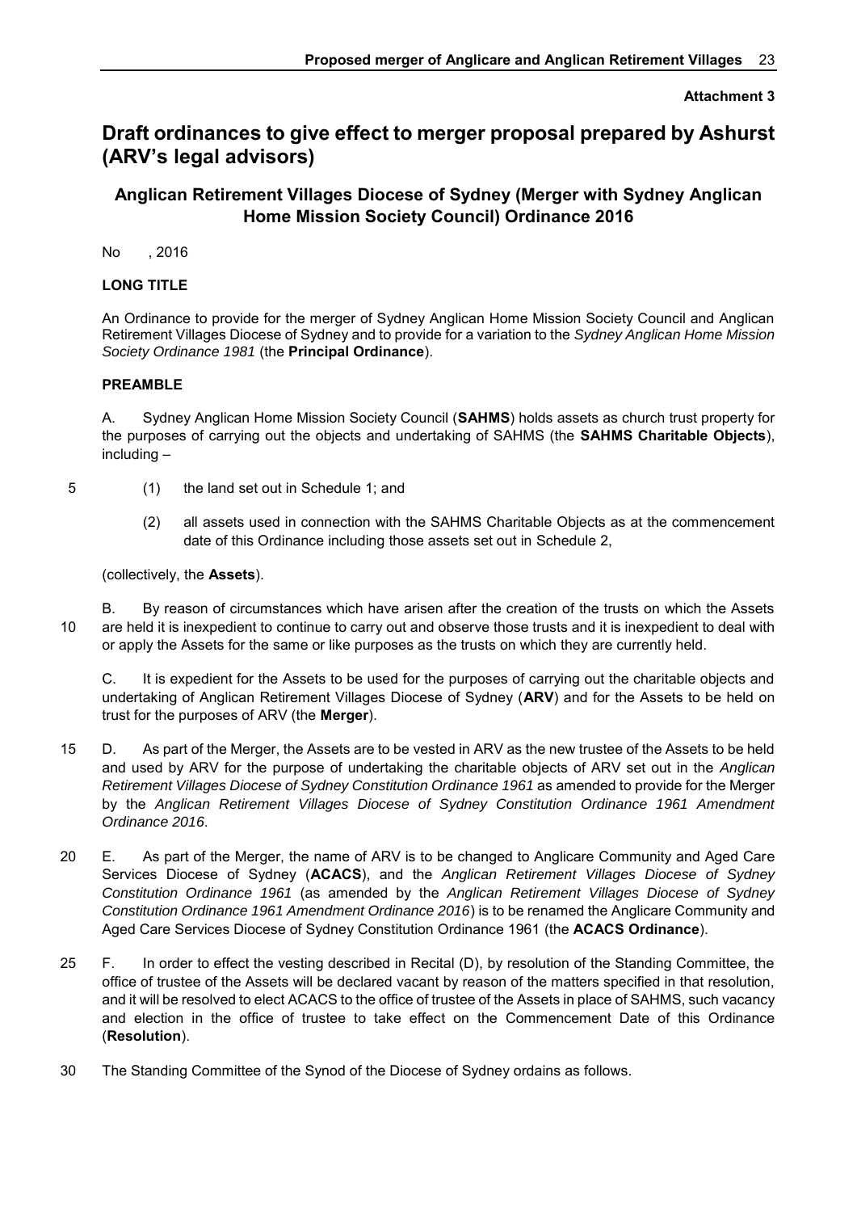**Attachment 3**

# Draft ordinances to give effect to merger proposal prepared by Ashurst (ARV's legal advisors)

## Anglican Retirement Villages Diocese of Sydney (Merger with Sydney Anglican Home Mission Society Council) Ordinance 2016

No , 2016

**LONG TITLE**

An Ordinance to provide for the merger of Sydney Anglican Home Mission Society Council and Anglican Retirement Villages Diocese of Sydney and to provide for a variation to the *Sydney Anglican Home Mission Society Ordinance 1981* (the **Principal Ordinance**).

**PREAMBLE**

A. Sydney Anglican Home Mission Society Council (**SAHMS**) holds assets as church trust property for the purposes of carrying out the objects and undertaking of SAHMS (the **SAHMS Charitable Objects**), including –

(1) the land set out in Schedule 1; and

(2) all assets used in connection with the SAHMS Charitable Objects as at the commencement date of this Ordinance including those assets set out in Schedule 2,

(collectively, the **Assets**).

B. By reason of circumstances which have arisen after the creation of the trusts on which the Assets are held it is inexpedient to continue to carry out and observe those trusts and it is inexpedient to deal with or apply the Assets for the same or like purposes as the trusts on which they are currently held.

C. It is expedient for the Assets to be used for the purposes of carrying out the charitable objects and undertaking of Anglican Retirement Villages Diocese of Sydney (**ARV**) and for the Assets to be held on trust for the purposes of ARV (the **Merger**).

D. As part of the Merger, the Assets are to be vested in ARV as the new trustee of the Assets to be held and used by ARV for the purpose of undertaking the charitable objects of ARV set out in the *Anglican Retirement Villages Diocese of Sydney Constitution Ordinance 1961* as amended to provide for the Merger by the *Anglican Retirement Villages Diocese of Sydney Constitution Ordinance 1961 Amendment Ordinance 2016*.

E. As part of the Merger, the name of ARV is to be changed to Anglicare Community and Aged Care Services Diocese of Sydney (**ACACS**), and the *Anglican Retirement Villages Diocese of Sydney Constitution Ordinance 1961* (as amended by the *Anglican Retirement Villages Diocese of Sydney Constitution Ordinance 1961 Amendment Ordinance 2016*) is to be renamed the Anglicare Community and Aged Care Services Diocese of Sydney Constitution Ordinance 1961 (the **ACACS Ordinance**).

F. In order to effect the vesting described in Recital (D), by resolution of the Standing Committee, the office of trustee of the Assets will be declared vacant by reason of the matters specified in that resolution, and it will be resolved to elect ACACS to the office of trustee of the Assets in place of SAHMS, such vacancy and election in the office of trustee to take effect on the Commencement Date of this Ordinance (**Resolution**).

The Standing Committee of the Synod of the Diocese of Sydney ordains as follows.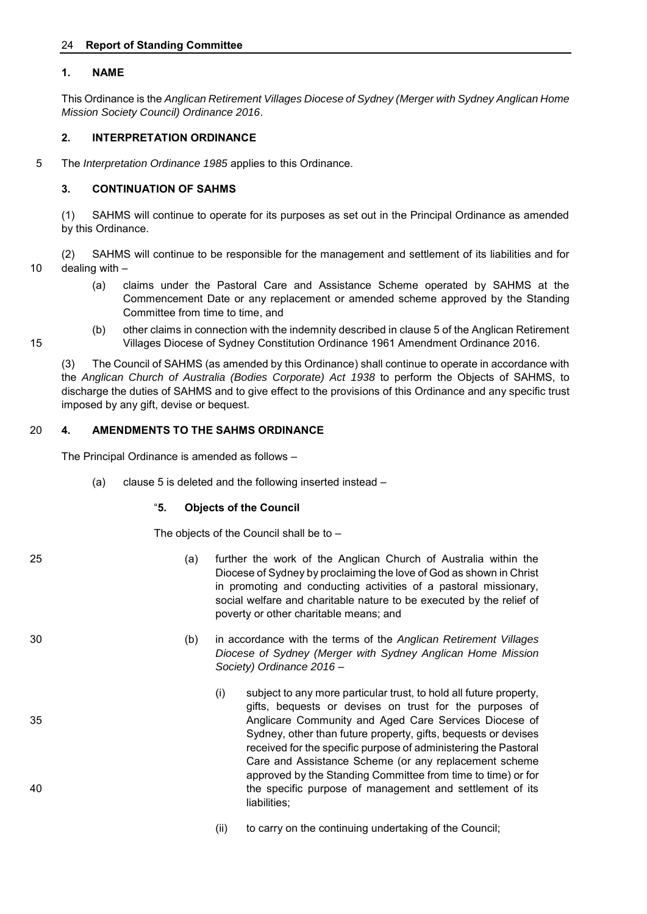### 1. NAME

This Ordinance is the *Anglican Retirement Villages Diocese of Sydney (Merger with Sydney Anglican Home Mission Society Council) Ordinance 2016*.

### 2. INTERPRETATION ORDINANCE

The *Interpretation Ordinance 1985* applies to this Ordinance.

### 3. CONTINUATION OF SAHMS

(1) SAHMS will continue to operate for its purposes as set out in the Principal Ordinance as amended by this Ordinance.

(2) SAHMS will continue to be responsible for the management and settlement of its liabilities and for dealing with –

- (a) claims under the Pastoral Care and Assistance Scheme operated by SAHMS at the Commencement Date or any replacement or amended scheme approved by the Standing Committee from time to time, and
- (b) other claims in connection with the indemnity described in clause 5 of the Anglican Retirement Villages Diocese of Sydney Constitution Ordinance 1961 Amendment Ordinance 2016.

(3) The Council of SAHMS (as amended by this Ordinance) shall continue to operate in accordance with the *Anglican Church of Australia (Bodies Corporate) Act 1938* to perform the Objects of SAHMS, to discharge the duties of SAHMS and to give effect to the provisions of this Ordinance and any specific trust imposed by any gift, devise or bequest.

### 4. AMENDMENTS TO THE SAHMS ORDINANCE

The Principal Ordinance is amended as follows –

(a) clause 5 is deleted and the following inserted instead –

"**5. Objects of the Council**

The objects of the Council shall be to –

- (a) further the work of the Anglican Church of Australia within the Diocese of Sydney by proclaiming the love of God as shown in Christ in promoting and conducting activities of a pastoral missionary, social welfare and charitable nature to be executed by the relief of poverty or other charitable means; and
- (b) in accordance with the terms of the *Anglican Retirement Villages Diocese of Sydney (Merger with Sydney Anglican Home Mission Society) Ordinance 2016* –
  - (i) subject to any more particular trust, to hold all future property, gifts, bequests or devises on trust for the purposes of Anglicare Community and Aged Care Services Diocese of Sydney, other than future property, gifts, bequests or devises received for the specific purpose of administering the Pastoral Care and Assistance Scheme (or any replacement scheme approved by the Standing Committee from time to time) or for the specific purpose of management and settlement of its liabilities;
  - (ii) to carry on the continuing undertaking of the Council;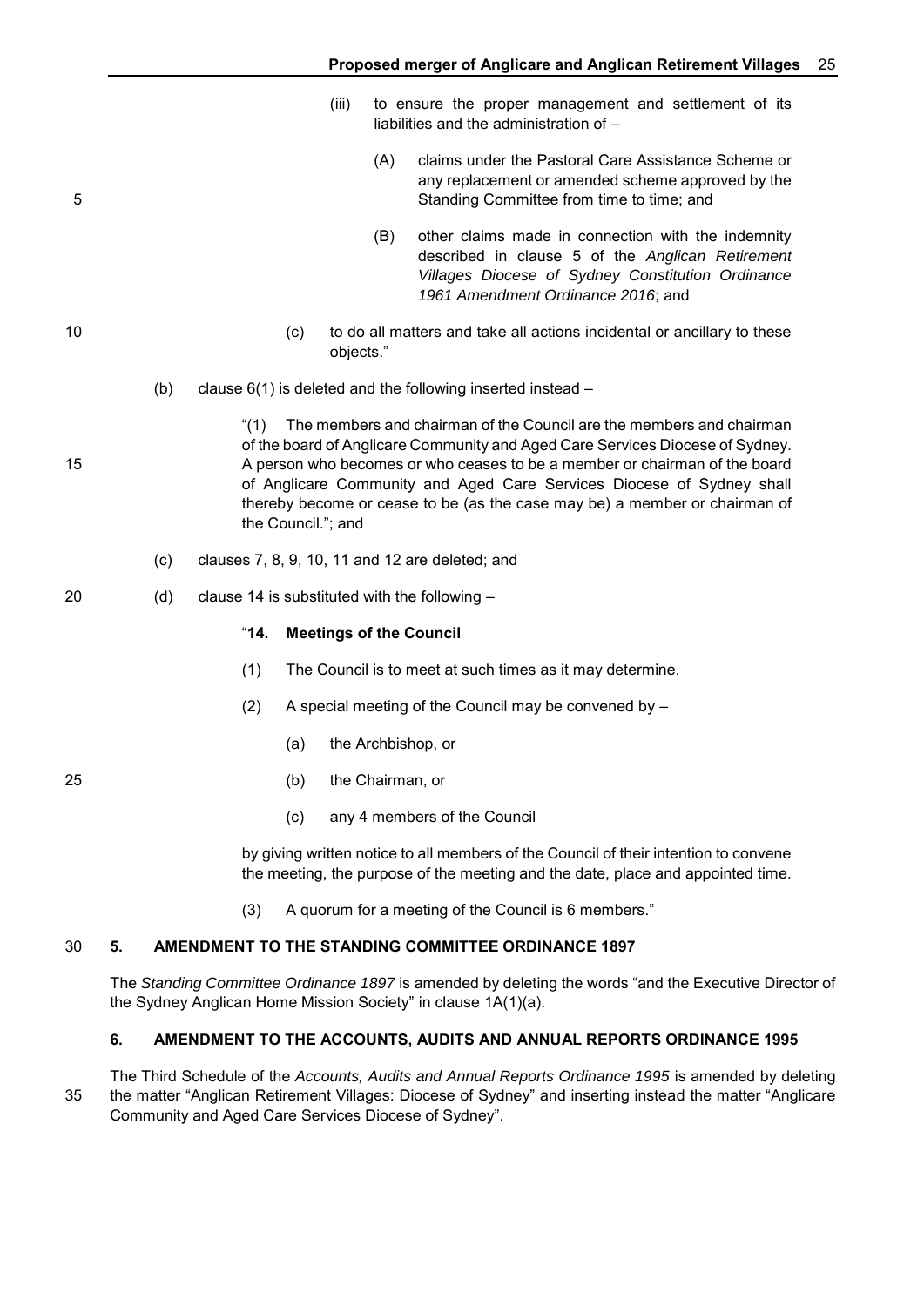(iii) to ensure the proper management and settlement of its liabilities and the administration of –

(A) claims under the Pastoral Care Assistance Scheme or any replacement or amended scheme approved by the Standing Committee from time to time; and

(B) other claims made in connection with the indemnity described in clause 5 of the *Anglican Retirement Villages Diocese of Sydney Constitution Ordinance 1961 Amendment Ordinance 2016*; and

(c) to do all matters and take all actions incidental or ancillary to these objects."

(b) clause 6(1) is deleted and the following inserted instead –

"(1) The members and chairman of the Council are the members and chairman of the board of Anglicare Community and Aged Care Services Diocese of Sydney. A person who becomes or who ceases to be a member or chairman of the board of Anglicare Community and Aged Care Services Diocese of Sydney shall thereby become or cease to be (as the case may be) a member or chairman of the Council."; and

(c) clauses 7, 8, 9, 10, 11 and 12 are deleted; and

(d) clause 14 is substituted with the following –

"**14. Meetings of the Council**

(1) The Council is to meet at such times as it may determine.

(2) A special meeting of the Council may be convened by –

(a) the Archbishop, or

(b) the Chairman, or

(c) any 4 members of the Council

by giving written notice to all members of the Council of their intention to convene the meeting, the purpose of the meeting and the date, place and appointed time.

(3) A quorum for a meeting of the Council is 6 members."

### 5. AMENDMENT TO THE STANDING COMMITTEE ORDINANCE 1897

The *Standing Committee Ordinance 1897* is amended by deleting the words "and the Executive Director of the Sydney Anglican Home Mission Society" in clause 1A(1)(a).

### 6. AMENDMENT TO THE ACCOUNTS, AUDITS AND ANNUAL REPORTS ORDINANCE 1995

The Third Schedule of the *Accounts, Audits and Annual Reports Ordinance 1995* is amended by deleting the matter "Anglican Retirement Villages: Diocese of Sydney" and inserting instead the matter "Anglicare Community and Aged Care Services Diocese of Sydney".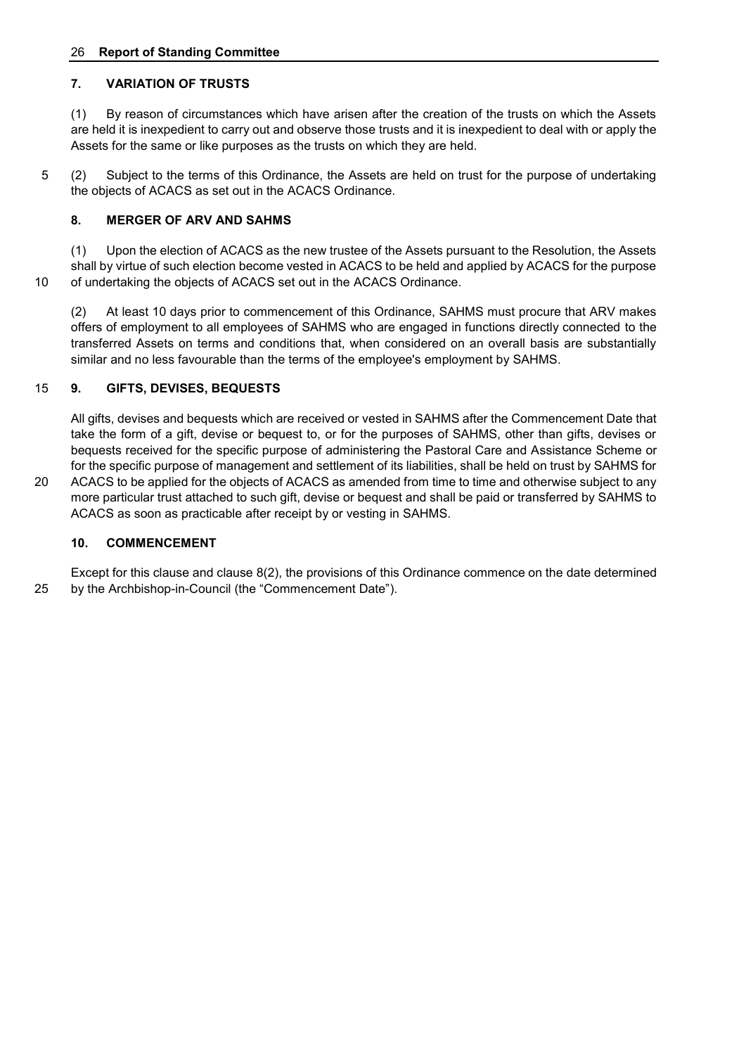## 7. VARIATION OF TRUSTS

(1) By reason of circumstances which have arisen after the creation of the trusts on which the Assets are held it is inexpedient to carry out and observe those trusts and it is inexpedient to deal with or apply the Assets for the same or like purposes as the trusts on which they are held.

(2) Subject to the terms of this Ordinance, the Assets are held on trust for the purpose of undertaking the objects of ACACS as set out in the ACACS Ordinance.

## 8. MERGER OF ARV AND SAHMS

(1) Upon the election of ACACS as the new trustee of the Assets pursuant to the Resolution, the Assets shall by virtue of such election become vested in ACACS to be held and applied by ACACS for the purpose of undertaking the objects of ACACS set out in the ACACS Ordinance.

(2) At least 10 days prior to commencement of this Ordinance, SAHMS must procure that ARV makes offers of employment to all employees of SAHMS who are engaged in functions directly connected to the transferred Assets on terms and conditions that, when considered on an overall basis are substantially similar and no less favourable than the terms of the employee's employment by SAHMS.

## 9. GIFTS, DEVISES, BEQUESTS

All gifts, devises and bequests which are received or vested in SAHMS after the Commencement Date that take the form of a gift, devise or bequest to, or for the purposes of SAHMS, other than gifts, devises or bequests received for the specific purpose of administering the Pastoral Care and Assistance Scheme or for the specific purpose of management and settlement of its liabilities, shall be held on trust by SAHMS for ACACS to be applied for the objects of ACACS as amended from time to time and otherwise subject to any more particular trust attached to such gift, devise or bequest and shall be paid or transferred by SAHMS to ACACS as soon as practicable after receipt by or vesting in SAHMS.

## 10. COMMENCEMENT

Except for this clause and clause 8(2), the provisions of this Ordinance commence on the date determined by the Archbishop-in-Council (the "Commencement Date").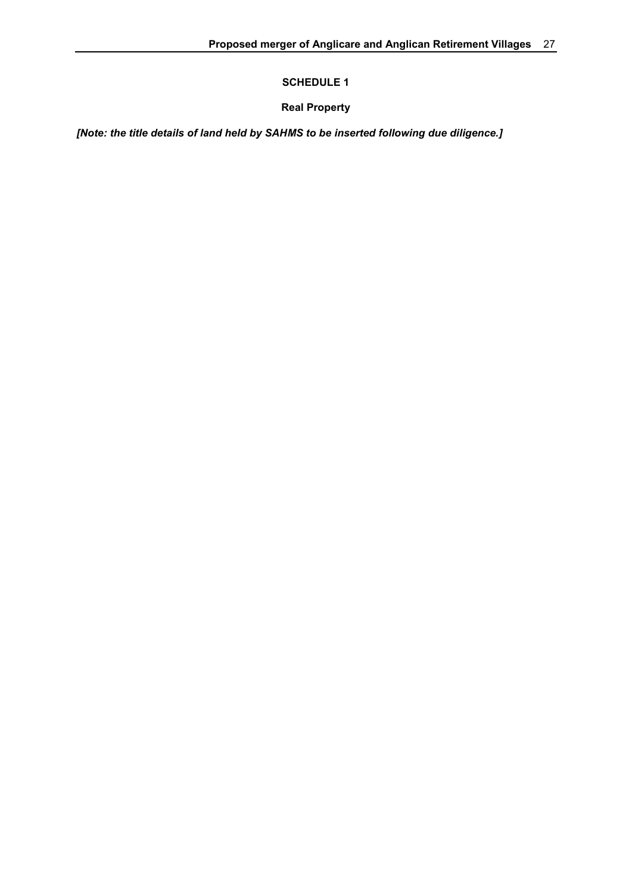## SCHEDULE 1

### Real Property

***[Note: the title details of land held by SAHMS to be inserted following due diligence.]***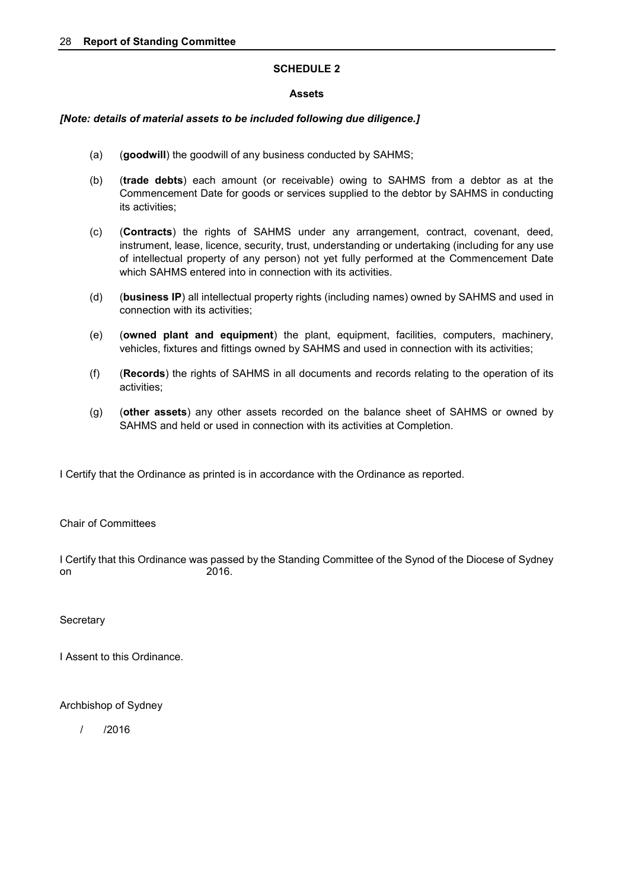**SCHEDULE 2**

**Assets**

***[Note: details of material assets to be included following due diligence.]***

(a) (**goodwill**) the goodwill of any business conducted by SAHMS;

(b) (**trade debts**) each amount (or receivable) owing to SAHMS from a debtor as at the Commencement Date for goods or services supplied to the debtor by SAHMS in conducting its activities;

(c) (**Contracts**) the rights of SAHMS under any arrangement, contract, covenant, deed, instrument, lease, licence, security, trust, understanding or undertaking (including for any use of intellectual property of any person) not yet fully performed at the Commencement Date which SAHMS entered into in connection with its activities.

(d) (**business IP**) all intellectual property rights (including names) owned by SAHMS and used in connection with its activities;

(e) (**owned plant and equipment**) the plant, equipment, facilities, computers, machinery, vehicles, fixtures and fittings owned by SAHMS and used in connection with its activities;

(f) (**Records**) the rights of SAHMS in all documents and records relating to the operation of its activities;

(g) (**other assets**) any other assets recorded on the balance sheet of SAHMS or owned by SAHMS and held or used in connection with its activities at Completion.

I Certify that the Ordinance as printed is in accordance with the Ordinance as reported.

Chair of Committees

I Certify that this Ordinance was passed by the Standing Committee of the Synod of the Diocese of Sydney on 2016.

Secretary

I Assent to this Ordinance.

Archbishop of Sydney

/ /2016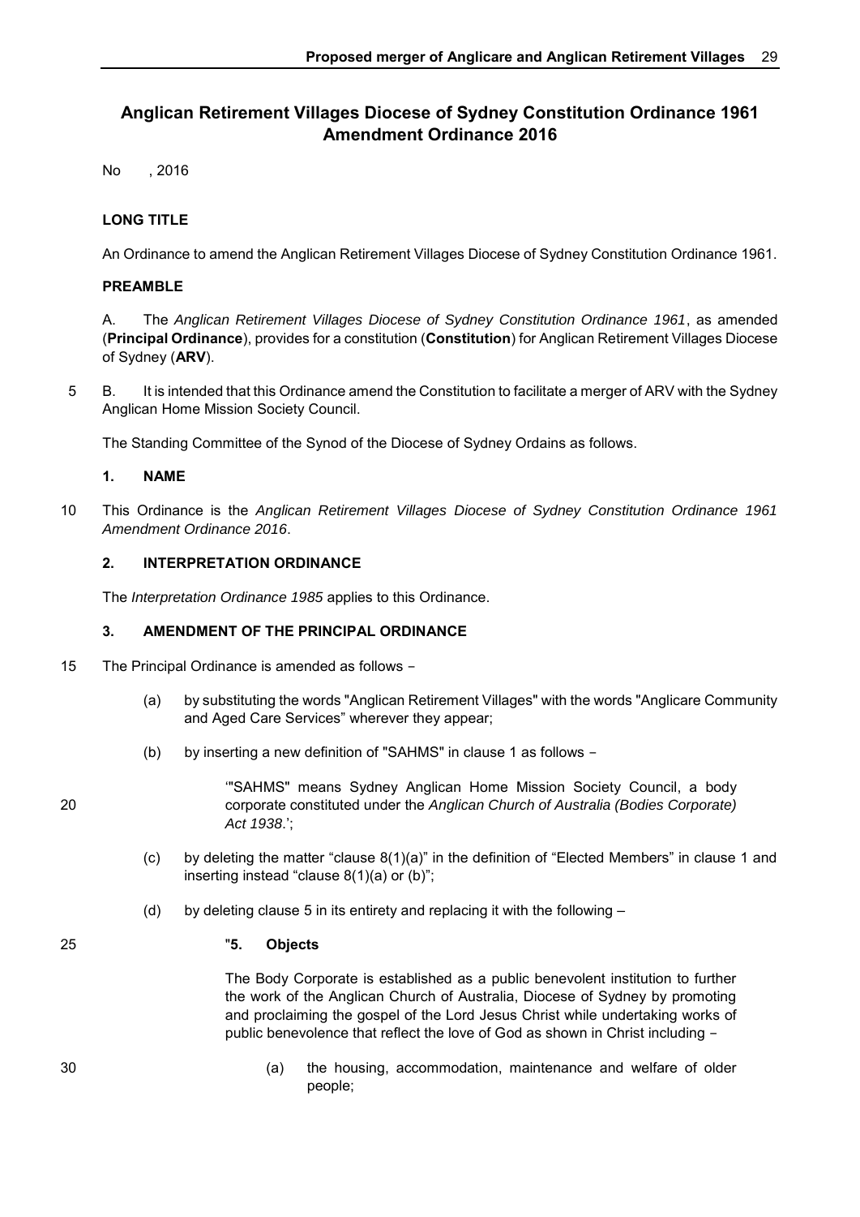## Anglican Retirement Villages Diocese of Sydney Constitution Ordinance 1961 Amendment Ordinance 2016

No , 2016

**LONG TITLE**

An Ordinance to amend the Anglican Retirement Villages Diocese of Sydney Constitution Ordinance 1961.

**PREAMBLE**

A. The *Anglican Retirement Villages Diocese of Sydney Constitution Ordinance 1961*, as amended (**Principal Ordinance**), provides for a constitution (**Constitution**) for Anglican Retirement Villages Diocese of Sydney (**ARV**).

B. It is intended that this Ordinance amend the Constitution to facilitate a merger of ARV with the Sydney Anglican Home Mission Society Council.

The Standing Committee of the Synod of the Diocese of Sydney Ordains as follows.

**1. NAME**

This Ordinance is the *Anglican Retirement Villages Diocese of Sydney Constitution Ordinance 1961 Amendment Ordinance 2016*.

**2. INTERPRETATION ORDINANCE**

The *Interpretation Ordinance 1985* applies to this Ordinance.

**3. AMENDMENT OF THE PRINCIPAL ORDINANCE**

The Principal Ordinance is amended as follows –

(a) by substituting the words "Anglican Retirement Villages" with the words "Anglicare Community and Aged Care Services" wherever they appear;

(b) by inserting a new definition of "SAHMS" in clause 1 as follows –

> '"SAHMS" means Sydney Anglican Home Mission Society Council, a body corporate constituted under the *Anglican Church of Australia (Bodies Corporate) Act 1938*.';

(c) by deleting the matter "clause 8(1)(a)" in the definition of "Elected Members" in clause 1 and inserting instead "clause 8(1)(a) or (b)";

(d) by deleting clause 5 in its entirety and replacing it with the following –

> "**5. Objects**
>
> The Body Corporate is established as a public benevolent institution to further the work of the Anglican Church of Australia, Diocese of Sydney by promoting and proclaiming the gospel of the Lord Jesus Christ while undertaking works of public benevolence that reflect the love of God as shown in Christ including –
>
> (a) the housing, accommodation, maintenance and welfare of older people;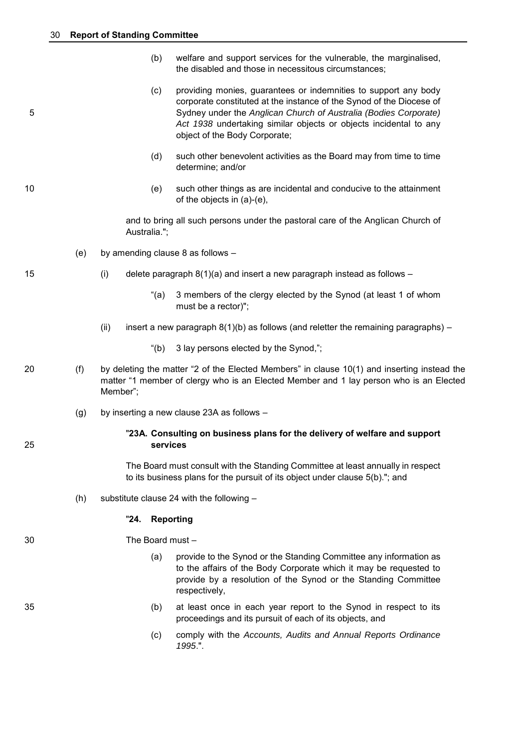(b) welfare and support services for the vulnerable, the marginalised, the disabled and those in necessitous circumstances;

(c) providing monies, guarantees or indemnities to support any body corporate constituted at the instance of the Synod of the Diocese of Sydney under the *Anglican Church of Australia (Bodies Corporate) Act 1938* undertaking similar objects or objects incidental to any object of the Body Corporate;

(d) such other benevolent activities as the Board may from time to time determine; and/or

(e) such other things as are incidental and conducive to the attainment of the objects in (a)-(e),

and to bring all such persons under the pastoral care of the Anglican Church of Australia.";

(e) by amending clause 8 as follows –

(i) delete paragraph 8(1)(a) and insert a new paragraph instead as follows –

"(a) 3 members of the clergy elected by the Synod (at least 1 of whom must be a rector)";

(ii) insert a new paragraph 8(1)(b) as follows (and reletter the remaining paragraphs) –

"(b) 3 lay persons elected by the Synod,";

(f) by deleting the matter "2 of the Elected Members" in clause 10(1) and inserting instead the matter "1 member of clergy who is an Elected Member and 1 lay person who is an Elected Member";

(g) by inserting a new clause 23A as follows –

"**23A. Consulting on business plans for the delivery of welfare and support services**

The Board must consult with the Standing Committee at least annually in respect to its business plans for the pursuit of its object under clause 5(b)."; and

(h) substitute clause 24 with the following –

"**24. Reporting**

The Board must –

(a) provide to the Synod or the Standing Committee any information as to the affairs of the Body Corporate which it may be requested to provide by a resolution of the Synod or the Standing Committee respectively,

(b) at least once in each year report to the Synod in respect to its proceedings and its pursuit of each of its objects, and

(c) comply with the *Accounts, Audits and Annual Reports Ordinance 1995*.".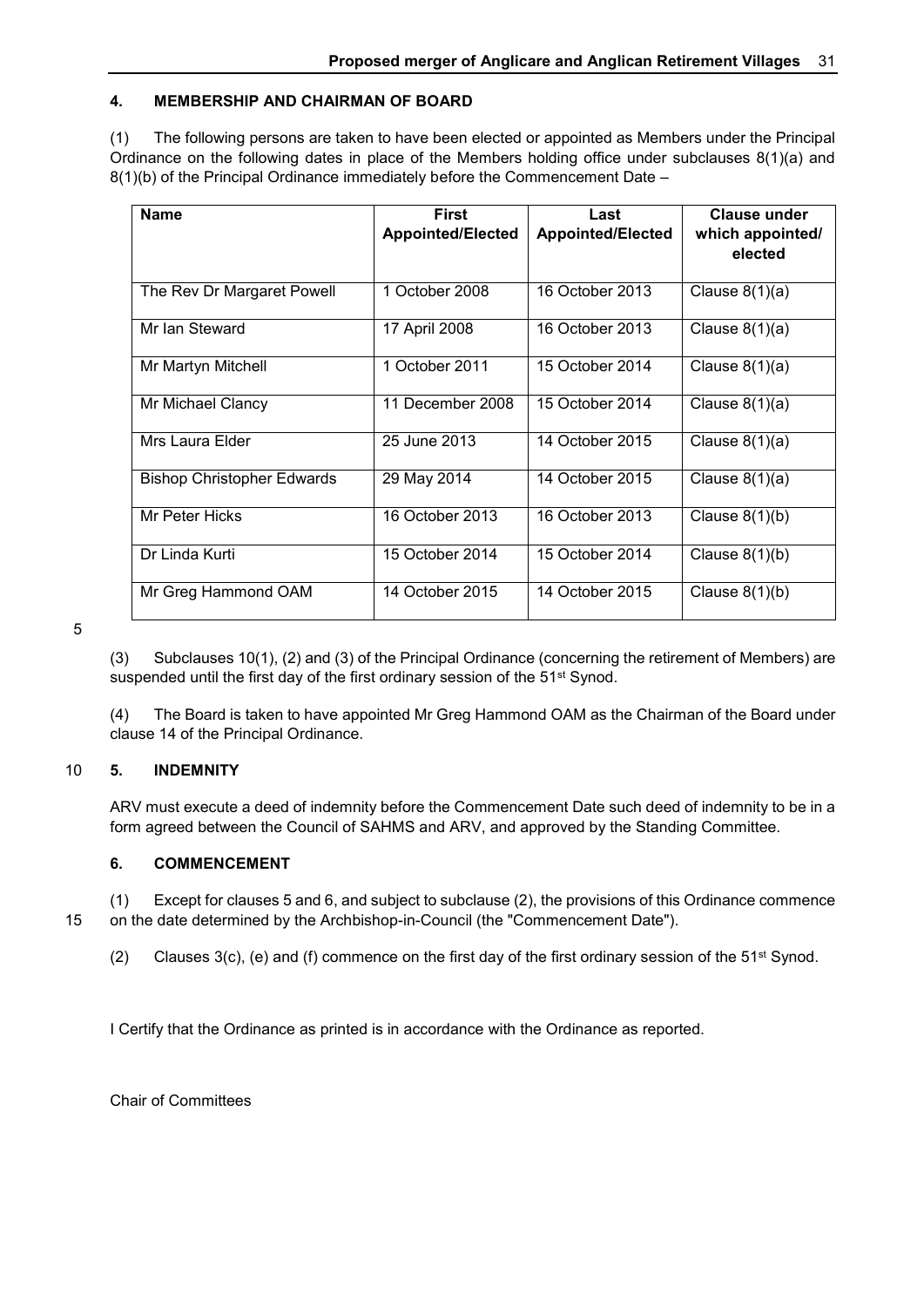#### 4. MEMBERSHIP AND CHAIRMAN OF BOARD

(1) The following persons are taken to have been elected or appointed as Members under the Principal Ordinance on the following dates in place of the Members holding office under subclauses 8(1)(a) and 8(1)(b) of the Principal Ordinance immediately before the Commencement Date –

| Name | First Appointed/Elected | Last Appointed/Elected | Clause under which appointed/ elected |
|---|---|---|---|
| The Rev Dr Margaret Powell | 1 October 2008 | 16 October 2013 | Clause 8(1)(a) |
| Mr Ian Steward | 17 April 2008 | 16 October 2013 | Clause 8(1)(a) |
| Mr Martyn Mitchell | 1 October 2011 | 15 October 2014 | Clause 8(1)(a) |
| Mr Michael Clancy | 11 December 2008 | 15 October 2014 | Clause 8(1)(a) |
| Mrs Laura Elder | 25 June 2013 | 14 October 2015 | Clause 8(1)(a) |
| Bishop Christopher Edwards | 29 May 2014 | 14 October 2015 | Clause 8(1)(a) |
| Mr Peter Hicks | 16 October 2013 | 16 October 2013 | Clause 8(1)(b) |
| Dr Linda Kurti | 15 October 2014 | 15 October 2014 | Clause 8(1)(b) |
| Mr Greg Hammond OAM | 14 October 2015 | 14 October 2015 | Clause 8(1)(b) |

(3) Subclauses 10(1), (2) and (3) of the Principal Ordinance (concerning the retirement of Members) are suspended until the first day of the first ordinary session of the 51st Synod.

(4) The Board is taken to have appointed Mr Greg Hammond OAM as the Chairman of the Board under clause 14 of the Principal Ordinance.

#### 5. INDEMNITY

ARV must execute a deed of indemnity before the Commencement Date such deed of indemnity to be in a form agreed between the Council of SAHMS and ARV, and approved by the Standing Committee.

#### 6. COMMENCEMENT

(1) Except for clauses 5 and 6, and subject to subclause (2), the provisions of this Ordinance commence on the date determined by the Archbishop-in-Council (the "Commencement Date").

(2) Clauses 3(c), (e) and (f) commence on the first day of the first ordinary session of the 51st Synod.

I Certify that the Ordinance as printed is in accordance with the Ordinance as reported.

Chair of Committees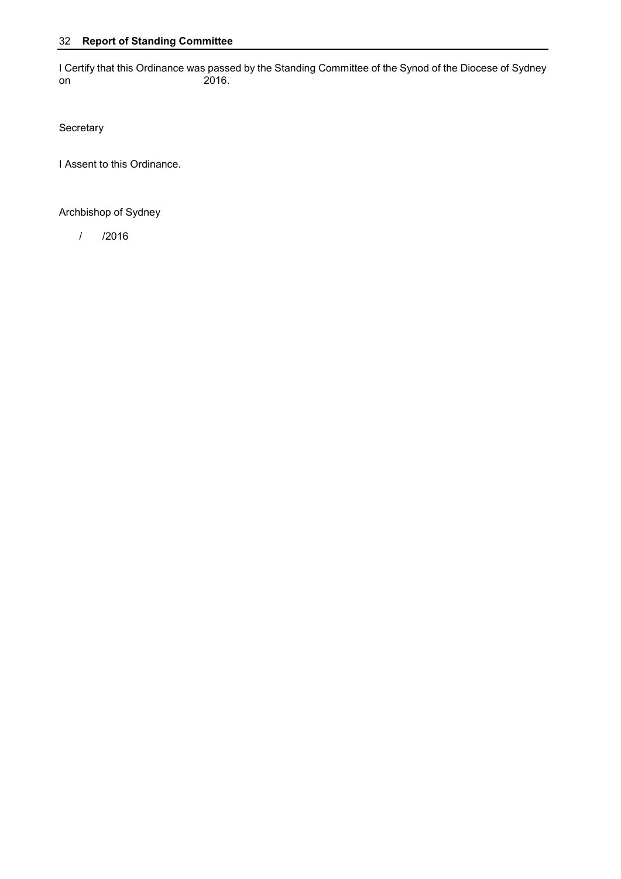I Certify that this Ordinance was passed by the Standing Committee of the Synod of the Diocese of Sydney on 2016.

Secretary

I Assent to this Ordinance.

Archbishop of Sydney

/ /2016